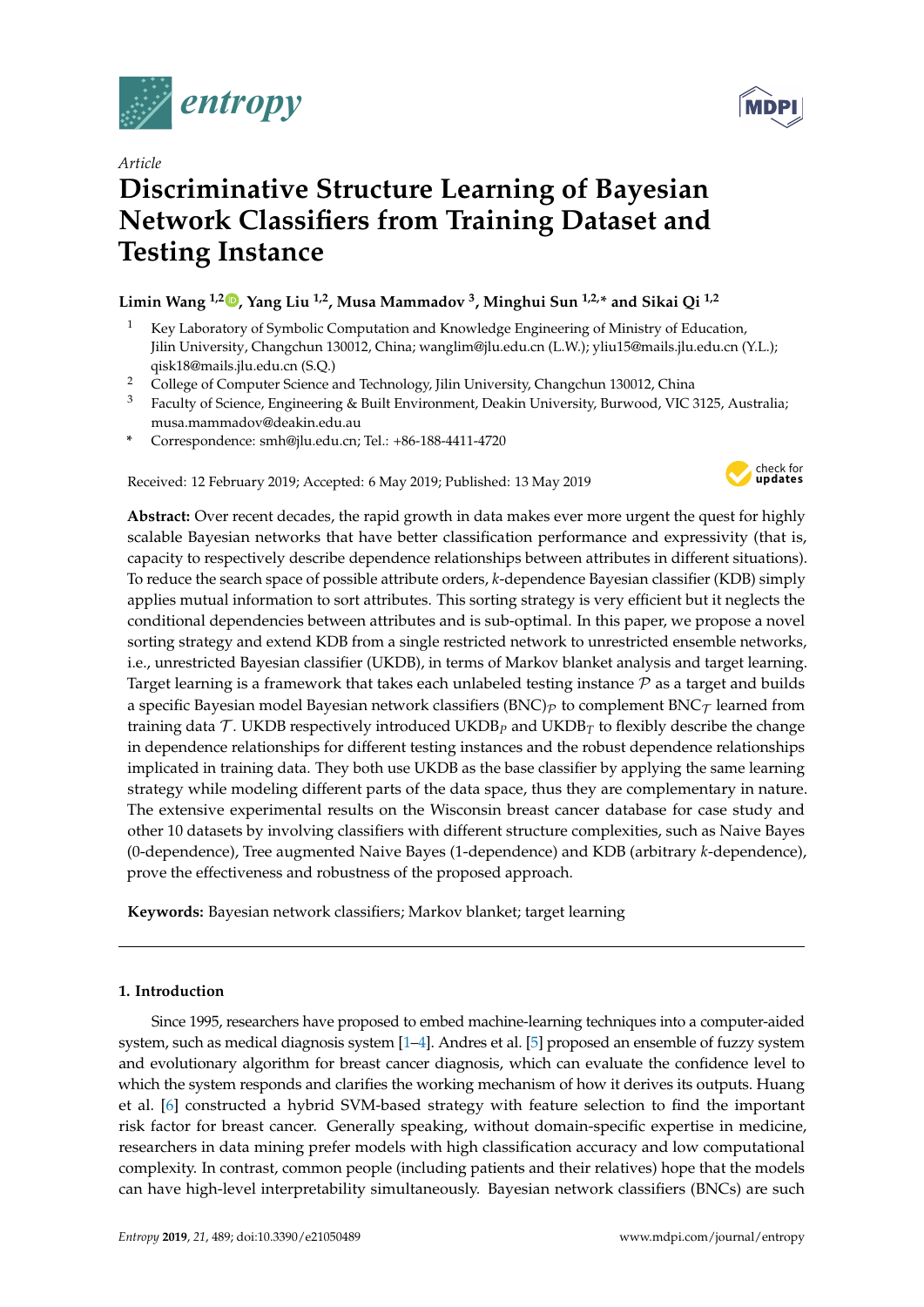*Article*

# Discriminative Structure Learning of Bayesian Network Classifiers from Training Dataset and Testing Instance

**Limin Wang [1,2], Yang Liu [1,2], Musa Mammadov [3], Minghui Sun [1,2,*] and Sikai Qi [1,2]**

1. Key Laboratory of Symbolic Computation and Knowledge Engineering of Ministry of Education, Jilin University, Changchun 130012, China; wanglim@jlu.edu.cn (L.W.); yliu15@mails.jlu.edu.cn (Y.L.); qisk18@mails.jlu.edu.cn (S.Q.)
2. College of Computer Science and Technology, Jilin University, Changchun 130012, China
3. Faculty of Science, Engineering & Built Environment, Deakin University, Burwood, VIC 3125, Australia; musa.mammadov@deakin.edu.au

\* Correspondence: smh@jlu.edu.cn; Tel.: +86-188-4411-4720

Received: 12 February 2019; Accepted: 6 May 2019; Published: 13 May 2019

**Abstract:** Over recent decades, the rapid growth in data makes ever more urgent the quest for highly scalable Bayesian networks that have better classification performance and expressivity (that is, capacity to respectively describe dependence relationships between attributes in different situations). To reduce the search space of possible attribute orders, *k*-dependence Bayesian classifier (KDB) simply applies mutual information to sort attributes. This sorting strategy is very efficient but it neglects the conditional dependencies between attributes and is sub-optimal. In this paper, we propose a novel sorting strategy and extend KDB from a single restricted network to unrestricted ensemble networks, i.e., unrestricted Bayesian classifier (UKDB), in terms of Markov blanket analysis and target learning. Target learning is a framework that takes each unlabeled testing instance $\mathcal{P}$ as a target and builds a specific Bayesian model Bayesian network classifiers $(\text{BNC})_{\mathcal{P}}$ to complement $\text{BNC}_{\mathcal{T}}$ learned from training data $\mathcal{T}$. UKDB respectively introduced $\text{UKDB}_{\mathcal{P}}$ and $\text{UKDB}_{\mathcal{T}}$ to flexibly describe the change in dependence relationships for different testing instances and the robust dependence relationships implicated in training data. They both use UKDB as the base classifier by applying the same learning strategy while modeling different parts of the data space, thus they are complementary in nature. The extensive experimental results on the Wisconsin breast cancer database for case study and other 10 datasets by involving classifiers with different structure complexities, such as Naive Bayes (0-dependence), Tree augmented Naive Bayes (1-dependence) and KDB (arbitrary *k*-dependence), prove the effectiveness and robustness of the proposed approach.

**Keywords:** Bayesian network classifiers; Markov blanket; target learning

## 1. Introduction

Since 1995, researchers have proposed to embed machine-learning techniques into a computer-aided system, such as medical diagnosis system [1–4]. Andres et al. [5] proposed an ensemble of fuzzy system and evolutionary algorithm for breast cancer diagnosis, which can evaluate the confidence level to which the system responds and clarifies the working mechanism of how it derives its outputs. Huang et al. [6] constructed a hybrid SVM-based strategy with feature selection to find the important risk factor for breast cancer. Generally speaking, without domain-specific expertise in medicine, researchers in data mining prefer models with high classification accuracy and low computational complexity. In contrast, common people (including patients and their relatives) hope that the models can have high-level interpretability simultaneously. Bayesian network classifiers (BNCs) are such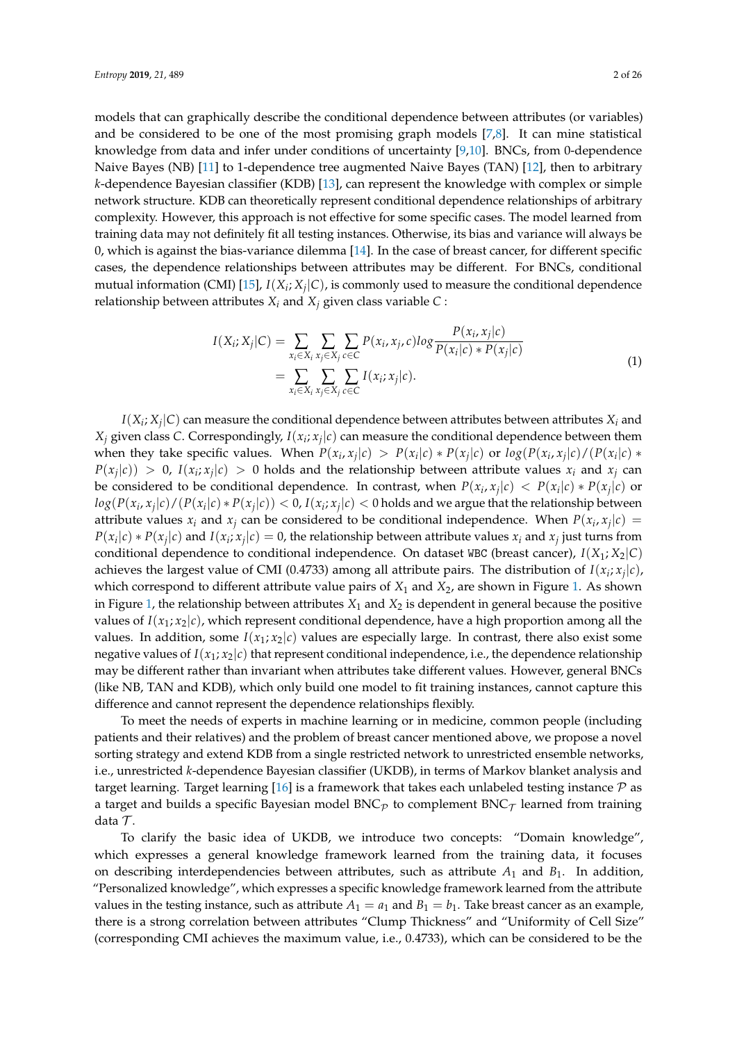models that can graphically describe the conditional dependence between attributes (or variables) and be considered to be one of the most promising graph models [7,8]. It can mine statistical knowledge from data and infer under conditions of uncertainty [9,10]. BNCs, from 0-dependence Naive Bayes (NB) [11] to 1-dependence tree augmented Naive Bayes (TAN) [12], then to arbitrary $k$-dependence Bayesian classifier (KDB) [13], can represent the knowledge with complex or simple network structure. KDB can theoretically represent conditional dependence relationships of arbitrary complexity. However, this approach is not effective for some specific cases. The model learned from training data may not definitely fit all testing instances. Otherwise, its bias and variance will always be 0, which is against the bias-variance dilemma [14]. In the case of breast cancer, for different specific cases, the dependence relationships between attributes may be different. For BNCs, conditional mutual information (CMI) [15], $I(X_i; X_j|C)$, is commonly used to measure the conditional dependence relationship between attributes $X_i$ and $X_j$ given class variable $C$ :

$$
\begin{aligned}
I(X_i; X_j|C) &= \sum_{x_i \in X_i} \sum_{x_j \in X_j} \sum_{c \in C} P(x_i, x_j, c) log \frac{P(x_i, x_j|c)}{P(x_i|c) * P(x_j|c)} \\
&= \sum_{x_i \in X_i} \sum_{x_j \in X_j} \sum_{c \in C} I(x_i; x_j|c).
\end{aligned} \tag{1}
$$

$I(X_i; X_j|C)$ can measure the conditional dependence between attributes between attributes $X_i$ and $X_j$ given class $C$. Correspondingly, $I(x_i; x_j|c)$ can measure the conditional dependence between them when they take specific values. When $P(x_i, x_j|c) > P(x_i|c) * P(x_j|c)$ or $log(P(x_i, x_j|c)/(P(x_i|c) * P(x_j|c)) > 0$, $I(x_i; x_j|c) > 0$ holds and the relationship between attribute values $x_i$ and $x_j$ can be considered to be conditional dependence. In contrast, when $P(x_i, x_j|c) < P(x_i|c) * P(x_j|c)$ or $log(P(x_i, x_j|c)/(P(x_i|c) * P(x_j|c)) < 0$, $I(x_i; x_j|c) < 0$ holds and we argue that the relationship between attribute values $x_i$ and $x_j$ can be considered to be conditional independence. When $P(x_i, x_j|c) = P(x_i|c) * P(x_j|c)$ and $I(x_i; x_j|c) = 0$, the relationship between attribute values $x_i$ and $x_j$ just turns from conditional dependence to conditional independence. On dataset `WBC` (breast cancer), $I(X_1; X_2|C)$ achieves the largest value of CMI (0.4733) among all attribute pairs. The distribution of $I(x_i; x_j|c)$, which correspond to different attribute value pairs of $X_1$ and $X_2$, are shown in Figure 1. As shown in Figure 1, the relationship between attributes $X_1$ and $X_2$ is dependent in general because the positive values of $I(x_1; x_2|c)$, which represent conditional dependence, have a high proportion among all the values. In addition, some $I(x_1; x_2|c)$ values are especially large. In contrast, there also exist some negative values of $I(x_1; x_2|c)$ that represent conditional independence, i.e., the dependence relationship may be different rather than invariant when attributes take different values. However, general BNCs (like NB, TAN and KDB), which only build one model to fit training instances, cannot capture this difference and cannot represent the dependence relationships flexibly.

To meet the needs of experts in machine learning or in medicine, common people (including patients and their relatives) and the problem of breast cancer mentioned above, we propose a novel sorting strategy and extend KDB from a single restricted network to unrestricted ensemble networks, i.e., unrestricted $k$-dependence Bayesian classifier (UKDB), in terms of Markov blanket analysis and target learning. Target learning [16] is a framework that takes each unlabeled testing instance $\mathcal{P}$ as a target and builds a specific Bayesian model BNC$_{\mathcal{P}}$ to complement BNC$_{\mathcal{T}}$ learned from training data $\mathcal{T}$.

To clarify the basic idea of UKDB, we introduce two concepts: "Domain knowledge", which expresses a general knowledge framework learned from the training data, it focuses on describing interdependencies between attributes, such as attribute $A_1$ and $B_1$. In addition, "Personalized knowledge", which expresses a specific knowledge framework learned from the attribute values in the testing instance, such as attribute $A_1 = a_1$ and $B_1 = b_1$. Take breast cancer as an example, there is a strong correlation between attributes "Clump Thickness" and "Uniformity of Cell Size" (corresponding CMI achieves the maximum value, i.e., 0.4733), which can be considered to be the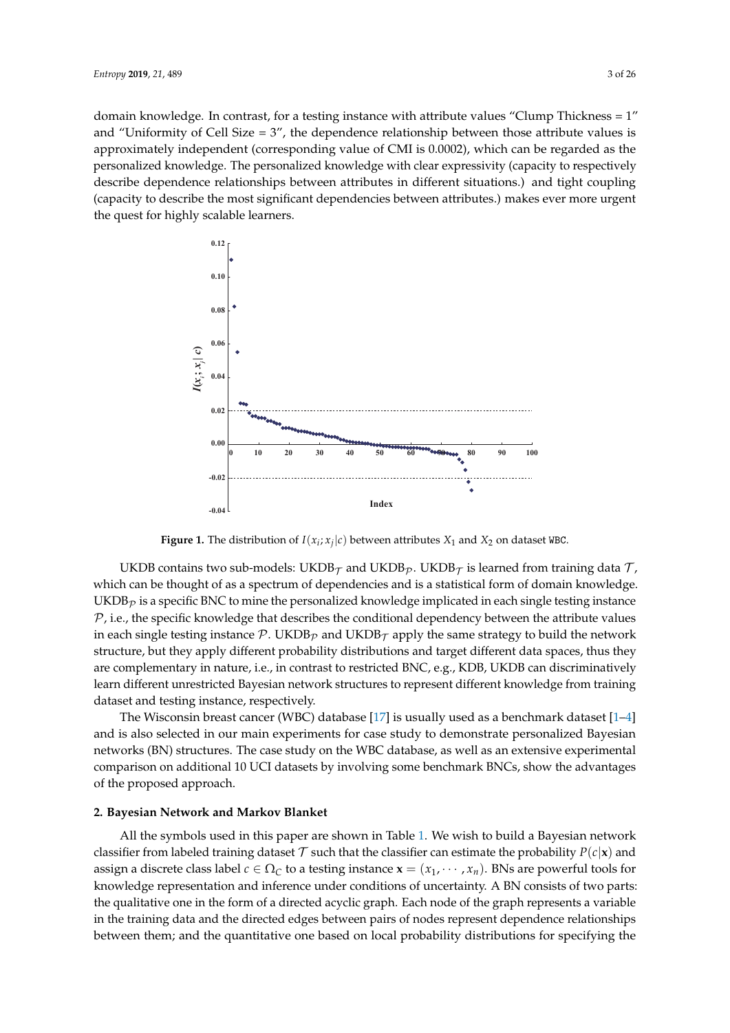domain knowledge. In contrast, for a testing instance with attribute values "Clump Thickness = 1" and "Uniformity of Cell Size = 3", the dependence relationship between those attribute values is approximately independent (corresponding value of CMI is 0.0002), which can be regarded as the personalized knowledge. The personalized knowledge with clear expressivity (capacity to respectively describe dependence relationships between attributes in different situations.) and tight coupling (capacity to describe the most significant dependencies between attributes.) makes ever more urgent the quest for highly scalable learners.

**Figure 1.** The distribution of $I(x_i; x_j|c)$ between attributes $X_1$ and $X_2$ on dataset WBC.

UKDB contains two sub-models: UKDB$_{\mathcal{T}}$ and UKDB$_{\mathcal{P}}$. UKDB$_{\mathcal{T}}$ is learned from training data $\mathcal{T}$, which can be thought of as a spectrum of dependencies and is a statistical form of domain knowledge. UKDB$_{\mathcal{P}}$ is a specific BNC to mine the personalized knowledge implicated in each single testing instance $\mathcal{P}$, i.e., the specific knowledge that describes the conditional dependency between the attribute values in each single testing instance $\mathcal{P}$. UKDB$_{\mathcal{P}}$ and UKDB$_{\mathcal{T}}$ apply the same strategy to build the network structure, but they apply different probability distributions and target different data spaces, thus they are complementary in nature, i.e., in contrast to restricted BNC, e.g., KDB, UKDB can discriminatively learn different unrestricted Bayesian network structures to represent different knowledge from training dataset and testing instance, respectively.

The Wisconsin breast cancer (WBC) database [17] is usually used as a benchmark dataset [1–4] and is also selected in our main experiments for case study to demonstrate personalized Bayesian networks (BN) structures. The case study on the WBC database, as well as an extensive experimental comparison on additional 10 UCI datasets by involving some benchmark BNCs, show the advantages of the proposed approach.

## 2. Bayesian Network and Markov Blanket

All the symbols used in this paper are shown in Table 1. We wish to build a Bayesian network classifier from labeled training dataset $\mathcal{T}$ such that the classifier can estimate the probability $P(c|\mathbf{x})$ and assign a discrete class label $c \in \Omega_C$ to a testing instance $\mathbf{x} = (x_1, \cdots, x_n)$. BNs are powerful tools for knowledge representation and inference under conditions of uncertainty. A BN consists of two parts: the qualitative one in the form of a directed acyclic graph. Each node of the graph represents a variable in the training data and the directed edges between pairs of nodes represent dependence relationships between them; and the quantitative one based on local probability distributions for specifying the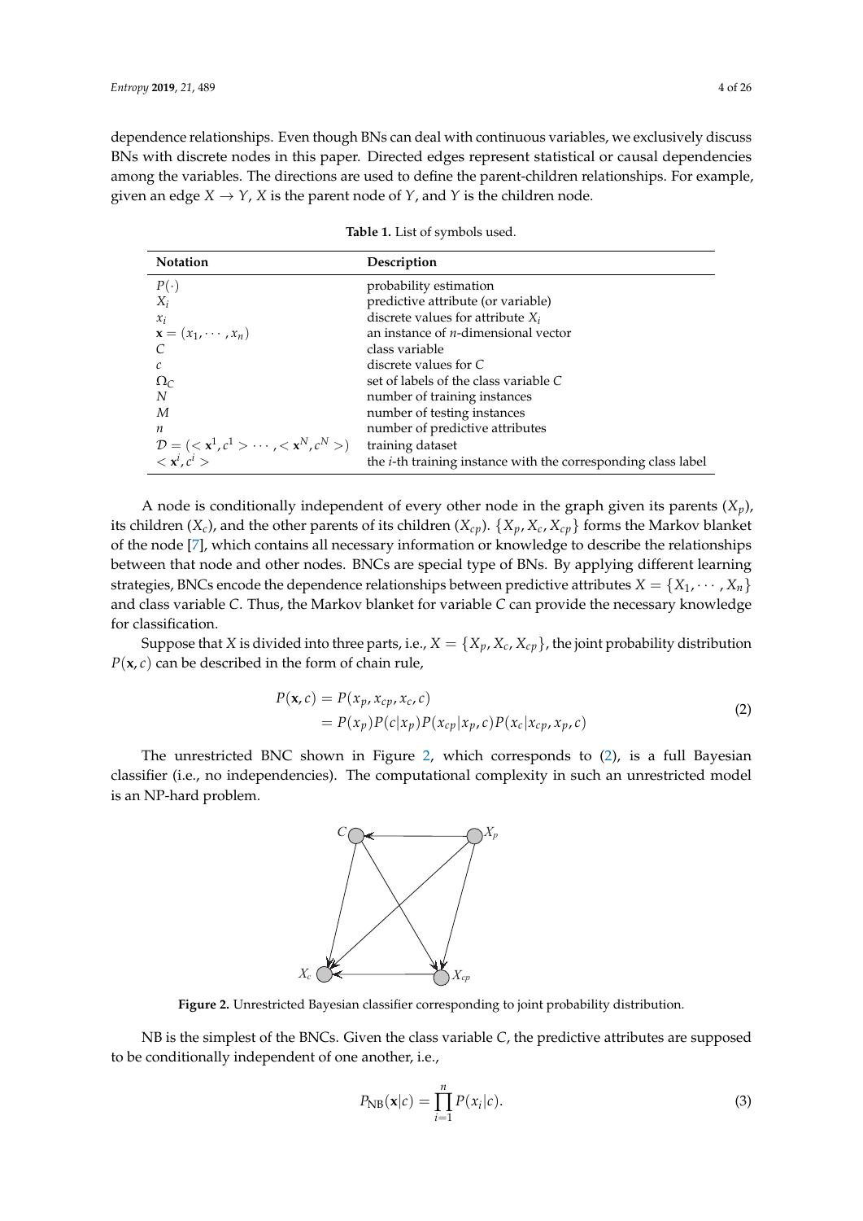dependence relationships. Even though BNs can deal with continuous variables, we exclusively discuss BNs with discrete nodes in this paper. Directed edges represent statistical or causal dependencies among the variables. The directions are used to define the parent-children relationships. For example, given an edge $X \rightarrow Y$, $X$ is the parent node of $Y$, and $Y$ is the children node.

**Table 1.** List of symbols used.

| Notation | Description |
|---|---|
| $P(\cdot)$ | probability estimation |
| $X_i$ | predictive attribute (or variable) |
| $x_i$ | discrete values for attribute $X_i$ |
| $\mathbf{x} = (x_1, \cdots, x_n)$ | an instance of $n$-dimensional vector |
| $C$ | class variable |
| $c$ | discrete values for $C$ |
| $\Omega_C$ | set of labels of the class variable $C$ |
| $N$ | number of training instances |
| $M$ | number of testing instances |
| $n$ | number of predictive attributes |
| $\mathcal{D} = (< \mathbf{x}^1, c^1 > \cdots, < \mathbf{x}^N, c^N >)$ | training dataset |
| $< \mathbf{x}^i, c^i >$ | the $i$-th training instance with the corresponding class label |

A node is conditionally independent of every other node in the graph given its parents ($X_p$), its children ($X_c$), and the other parents of its children ($X_{cp}$). $\{X_p, X_c, X_{cp}\}$ forms the Markov blanket of the node [7], which contains all necessary information or knowledge to describe the relationships between that node and other nodes. BNCs are special type of BNs. By applying different learning strategies, BNCs encode the dependence relationships between predictive attributes $X = \{X_1, \cdots, X_n\}$ and class variable $C$. Thus, the Markov blanket for variable $C$ can provide the necessary knowledge for classification.

Suppose that $X$ is divided into three parts, i.e., $X = \{X_p, X_c, X_{cp}\}$, the joint probability distribution $P(\mathbf{x}, c)$ can be described in the form of chain rule,

$$
\begin{aligned}
P(\mathbf{x}, c) &= P(x_p, x_{cp}, x_c, c) \\
&= P(x_p)P(c|x_p)P(x_{cp}|x_p, c)P(x_c|x_{cp}, x_p, c)
\end{aligned}
\tag{2}
$$

The unrestricted BNC shown in Figure 2, which corresponds to (2), is a full Bayesian classifier (i.e., no independencies). The computational complexity in such an unrestricted model is an NP-hard problem.

**Figure 2.** Unrestricted Bayesian classifier corresponding to joint probability distribution.

NB is the simplest of the BNCs. Given the class variable $C$, the predictive attributes are supposed to be conditionally independent of one another, i.e.,

$$
P_{\text{NB}}(\mathbf{x}|c) = \prod_{i=1}^{n} P(x_i|c). \tag{3}
$$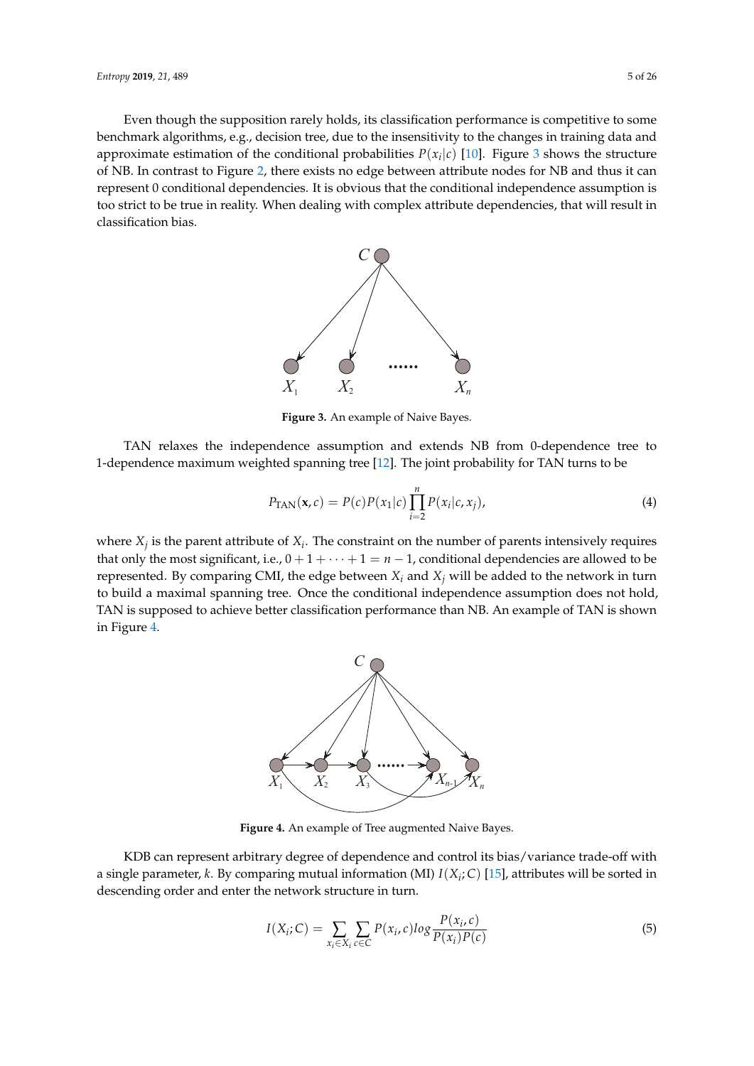Even though the supposition rarely holds, its classification performance is competitive to some benchmark algorithms, e.g., decision tree, due to the insensitivity to the changes in training data and approximate estimation of the conditional probabilities $P(x_i|c)$ [10]. Figure 3 shows the structure of NB. In contrast to Figure 2, there exists no edge between attribute nodes for NB and thus it can represent 0 conditional dependencies. It is obvious that the conditional independence assumption is too strict to be true in reality. When dealing with complex attribute dependencies, that will result in classification bias.

**Figure 3.** An example of Naive Bayes.

TAN relaxes the independence assumption and extends NB from 0-dependence tree to 1-dependence maximum weighted spanning tree [12]. The joint probability for TAN turns to be

$$P_{\text{TAN}}(\mathbf{x}, c) = P(c)P(x_1|c)\prod_{i=2}^{n} P(x_i|c, x_j), \tag{4}$$

where $X_j$ is the parent attribute of $X_i$. The constraint on the number of parents intensively requires that only the most significant, i.e., $0 + 1 + \cdots + 1 = n - 1$, conditional dependencies are allowed to be represented. By comparing CMI, the edge between $X_i$ and $X_j$ will be added to the network in turn to build a maximal spanning tree. Once the conditional independence assumption does not hold, TAN is supposed to achieve better classification performance than NB. An example of TAN is shown in Figure 4.

**Figure 4.** An example of Tree augmented Naive Bayes.

KDB can represent arbitrary degree of dependence and control its bias/variance trade-off with a single parameter, $k$. By comparing mutual information (MI) $I(X_i; C)$ [15], attributes will be sorted in descending order and enter the network structure in turn.

$$I(X_i; C) = \sum_{x_i \in X_i} \sum_{c \in C} P(x_i, c) log \frac{P(x_i, c)}{P(x_i)P(c)} \tag{5}$$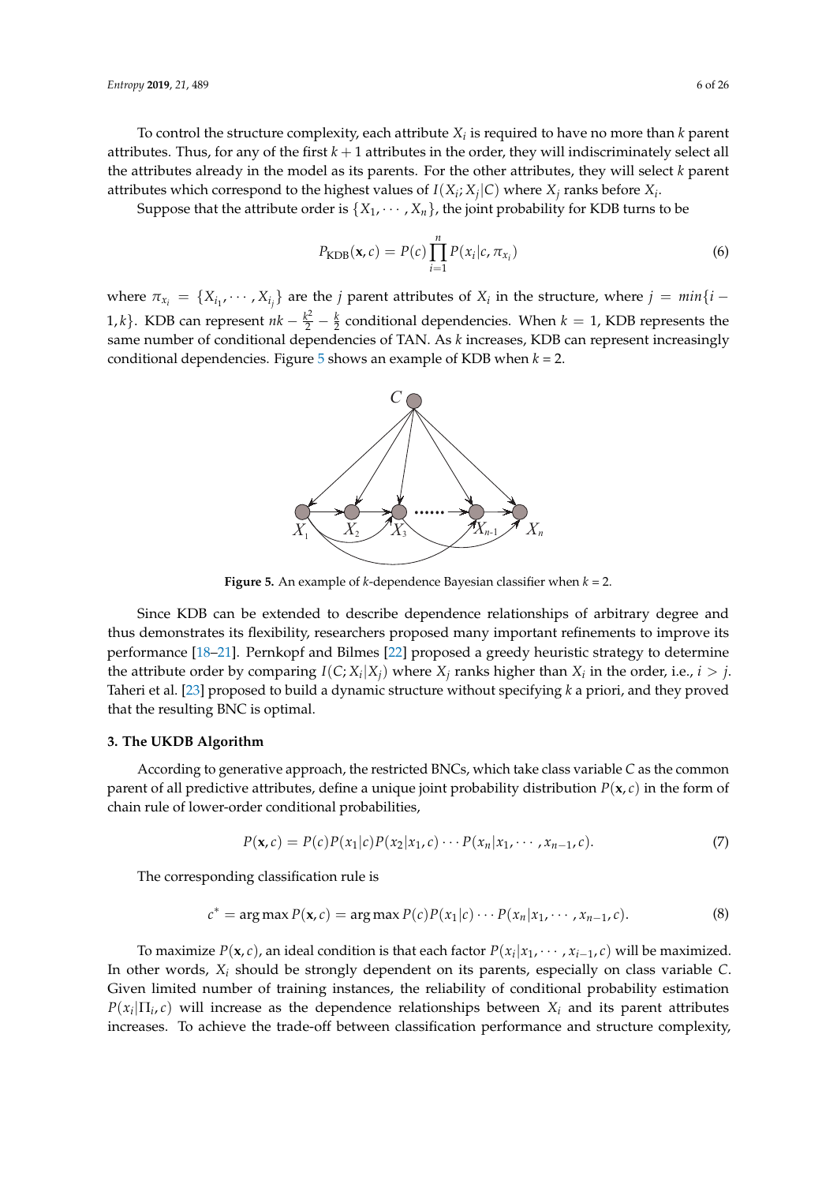To control the structure complexity, each attribute $X_i$ is required to have no more than $k$ parent attributes. Thus, for any of the first $k+1$ attributes in the order, they will indiscriminately select all the attributes already in the model as its parents. For the other attributes, they will select $k$ parent attributes which correspond to the highest values of $I(X_i; X_j|C)$ where $X_j$ ranks before $X_i$.

Suppose that the attribute order is $\{X_1, \cdots, X_n\}$, the joint probability for KDB turns to be

$$P_{\text{KDB}}(\mathbf{x}, c) = P(c) \prod_{i=1}^{n} P(x_i | c, \pi_{x_i}) \tag{6}$$

where $\pi_{x_i} = \{X_{i_1}, \cdots, X_{i_j}\}$ are the $j$ parent attributes of $X_i$ in the structure, where $j = min\{i-1, k\}$. KDB can represent $nk - \frac{k^2}{2} - \frac{k}{2}$ conditional dependencies. When $k = 1$, KDB represents the same number of conditional dependencies of TAN. As $k$ increases, KDB can represent increasingly conditional dependencies. Figure 5 shows an example of KDB when $k = 2$.

**Figure 5.** An example of $k$-dependence Bayesian classifier when $k = 2$.

Since KDB can be extended to describe dependence relationships of arbitrary degree and thus demonstrates its flexibility, researchers proposed many important refinements to improve its performance [18–21]. Pernkopf and Bilmes [22] proposed a greedy heuristic strategy to determine the attribute order by comparing $I(C; X_i|X_j)$ where $X_j$ ranks higher than $X_i$ in the order, i.e., $i > j$. Taheri et al. [23] proposed to build a dynamic structure without specifying $k$ a priori, and they proved that the resulting BNC is optimal.

## 3. The UKDB Algorithm

According to generative approach, the restricted BNCs, which take class variable $C$ as the common parent of all predictive attributes, define a unique joint probability distribution $P(\mathbf{x}, c)$ in the form of chain rule of lower-order conditional probabilities,

$$P(\mathbf{x}, c) = P(c)P(x_1|c)P(x_2|x_1, c) \cdots P(x_n|x_1, \cdots, x_{n-1}, c). \tag{7}$$

The corresponding classification rule is

$$c^* = \arg\max P(\mathbf{x}, c) = \arg\max P(c)P(x_1|c) \cdots P(x_n|x_1, \cdots, x_{n-1}, c). \tag{8}$$

To maximize $P(\mathbf{x}, c)$, an ideal condition is that each factor $P(x_i|x_1, \cdots, x_{i-1}, c)$ will be maximized. In other words, $X_i$ should be strongly dependent on its parents, especially on class variable $C$. Given limited number of training instances, the reliability of conditional probability estimation $P(x_i|\Pi_i, c)$ will increase as the dependence relationships between $X_i$ and its parent attributes increases. To achieve the trade-off between classification performance and structure complexity,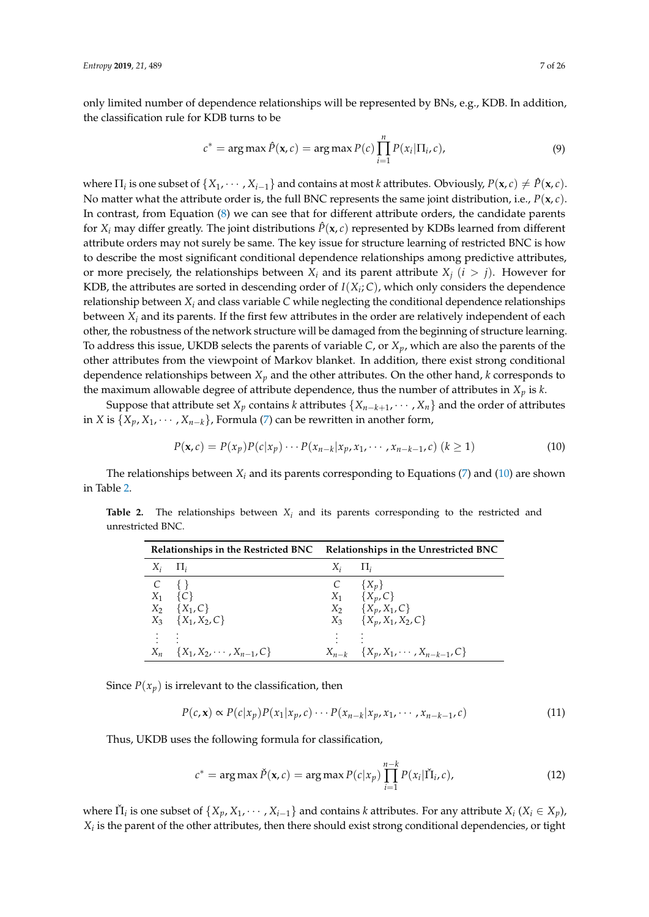only limited number of dependence relationships will be represented by BNs, e.g., KDB. In addition, the classification rule for KDB turns to be

$$c^* = \arg\max \hat{P}(\mathbf{x}, c) = \arg\max P(c) \prod_{i=1}^{n} P(x_i|\Pi_i, c), \tag{9}$$

where $\Pi_i$ is one subset of $\{X_1, \cdots, X_{i-1}\}$ and contains at most $k$ attributes. Obviously, $P(\mathbf{x}, c) \neq \hat{P}(\mathbf{x}, c)$. No matter what the attribute order is, the full BNC represents the same joint distribution, i.e., $P(\mathbf{x}, c)$. In contrast, from Equation (8) we can see that for different attribute orders, the candidate parents for $X_i$ may differ greatly. The joint distributions $\hat{P}(\mathbf{x}, c)$ represented by KDBs learned from different attribute orders may not surely be same. The key issue for structure learning of restricted BNC is how to describe the most significant conditional dependence relationships among predictive attributes, or more precisely, the relationships between $X_i$ and its parent attribute $X_j$ $(i > j)$. However for KDB, the attributes are sorted in descending order of $I(X_i; C)$, which only considers the dependence relationship between $X_i$ and class variable $C$ while neglecting the conditional dependence relationships between $X_i$ and its parents. If the first few attributes in the order are relatively independent of each other, the robustness of the network structure will be damaged from the beginning of structure learning. To address this issue, UKDB selects the parents of variable $C$, or $X_p$, which are also the parents of the other attributes from the viewpoint of Markov blanket. In addition, there exist strong conditional dependence relationships between $X_p$ and the other attributes. On the other hand, $k$ corresponds to the maximum allowable degree of attribute dependence, thus the number of attributes in $X_p$ is $k$.

Suppose that attribute set $X_p$ contains $k$ attributes $\{X_{n-k+1}, \cdots, X_n\}$ and the order of attributes in $X$ is $\{X_p, X_1, \cdots, X_{n-k}\}$, Formula (7) can be rewritten in another form,

$$P(\mathbf{x}, c) = P(x_p)P(c|x_p) \cdots P(x_{n-k}|x_p, x_1, \cdots, x_{n-k-1}, c) \ (k \geq 1) \tag{10}$$

The relationships between $X_i$ and its parents corresponding to Equations (7) and (10) are shown in Table 2.

**Table 2.** The relationships between $X_i$ and its parents corresponding to the restricted and unrestricted BNC.

| Relationships in the Restricted BNC | | Relationships in the Unrestricted BNC | |
|---|---|---|---|
| $X_i$ | $\Pi_i$ | $X_i$ | $\Pi_i$ |
| $C$ | $\{\}$ | $C$ | $\{X_p\}$ |
| $X_1$ | $\{C\}$ | $X_1$ | $\{X_p, C\}$ |
| $X_2$ | $\{X_1, C\}$ | $X_2$ | $\{X_p, X_1, C\}$ |
| $X_3$ | $\{X_1, X_2, C\}$ | $X_3$ | $\{X_p, X_1, X_2, C\}$ |
| $\vdots$ | $\vdots$ | $\vdots$ | $\vdots$ |
| $X_n$ | $\{X_1, X_2, \cdots, X_{n-1}, C\}$ | $X_{n-k}$ | $\{X_p, X_1, \cdots, X_{n-k-1}, C\}$ |

Since $P(x_p)$ is irrelevant to the classification, then

$$P(c, \mathbf{x}) \propto P(c|x_p)P(x_1|x_p, c) \cdots P(x_{n-k}|x_p, x_1, \cdots, x_{n-k-1}, c) \tag{11}$$

Thus, UKDB uses the following formula for classification,

$$c^* = \arg\max \check{P}(\mathbf{x}, c) = \arg\max P(c|x_p) \prod_{i=1}^{n-k} P(x_i|\check{\Pi}_i, c), \tag{12}$$

where $\check{\Pi}_i$ is one subset of $\{X_p, X_1, \cdots, X_{i-1}\}$ and contains $k$ attributes. For any attribute $X_i$ $(X_i \in X_p)$, $X_i$ is the parent of the other attributes, then there should exist strong conditional dependencies, or tight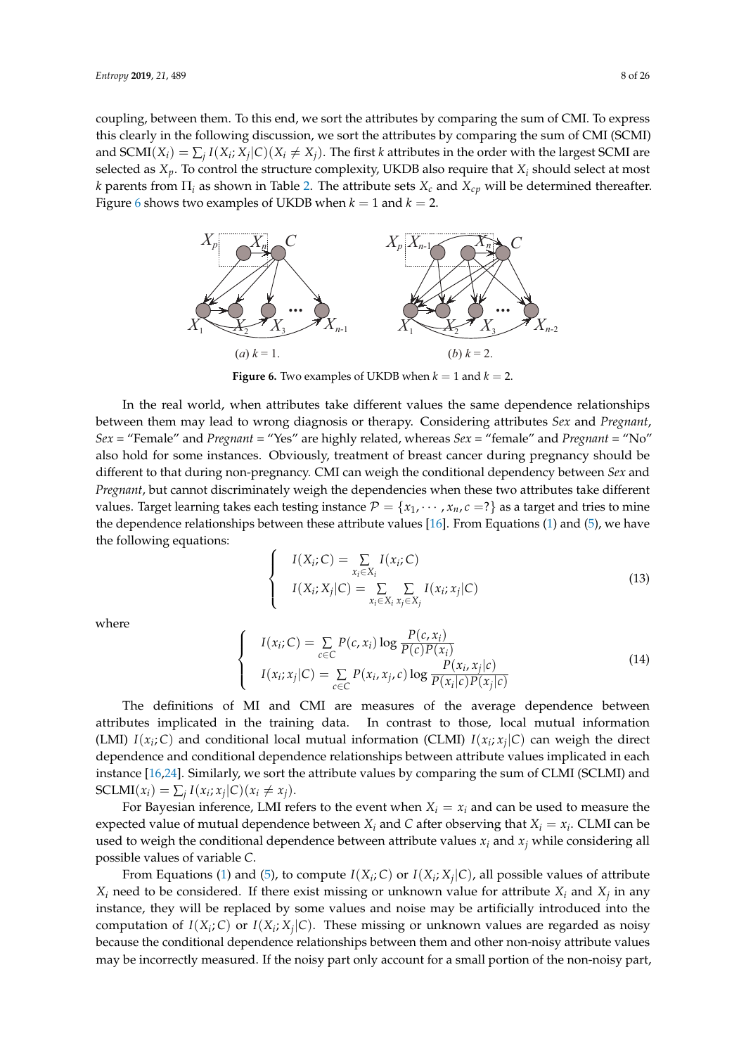coupling, between them. To this end, we sort the attributes by comparing the sum of CMI. To express this clearly in the following discussion, we sort the attributes by comparing the sum of CMI (SCMI) and $\text{SCMI}(X_i) = \sum_j I(X_i; X_j|C)(X_i \neq X_j)$. The first $k$ attributes in the order with the largest SCMI are selected as $X_p$. To control the structure complexity, UKDB also require that $X_i$ should select at most $k$ parents from $\Pi_i$ as shown in Table 2. The attribute sets $X_c$ and $X_{cp}$ will be determined thereafter. Figure 6 shows two examples of UKDB when $k = 1$ and $k = 2$.

(a) $k = 1$. (b) $k = 2$.

**Figure 6.** Two examples of UKDB when $k = 1$ and $k = 2$.

In the real world, when attributes take different values the same dependence relationships between them may lead to wrong diagnosis or therapy. Considering attributes *Sex* and *Pregnant*, *Sex* = "Female" and *Pregnant* = "Yes" are highly related, whereas *Sex* = "female" and *Pregnant* = "No" also hold for some instances. Obviously, treatment of breast cancer during pregnancy should be different to that during non-pregnancy. CMI can weigh the conditional dependency between *Sex* and *Pregnant*, but cannot discriminately weigh the dependencies when these two attributes take different values. Target learning takes each testing instance $\mathcal{P} = \{x_1, \cdots, x_n, c = ?\}$ as a target and tries to mine the dependence relationships between these attribute values [16]. From Equations (1) and (5), we have the following equations:

$$
\begin{cases}
I(X_i; C) = \sum\limits_{x_i \in X_i} I(x_i; C) \\
I(X_i; X_j|C) = \sum\limits_{x_i \in X_i} \sum\limits_{x_j \in X_j} I(x_i; x_j|C)
\end{cases}
\tag{13}
$$

where

$$
\begin{cases}
I(x_i; C) = \sum\limits_{c \in C} P(c, x_i) \log \dfrac{P(c, x_i)}{P(c)P(x_i)} \\
I(x_i; x_j|C) = \sum\limits_{c \in C} P(x_i, x_j, c) \log \dfrac{P(x_i, x_j|c)}{P(x_i|c)P(x_j|c)}
\end{cases}
\tag{14}
$$

The definitions of MI and CMI are measures of the average dependence between attributes implicated in the training data. In contrast to those, local mutual information (LMI) $I(x_i; C)$ and conditional local mutual information (CLMI) $I(x_i; x_j|C)$ can weigh the direct dependence and conditional dependence relationships between attribute values implicated in each instance [16,24]. Similarly, we sort the attribute values by comparing the sum of CLMI (SCLMI) and $\text{SCLMI}(x_i) = \sum_j I(x_i; x_j|C)(x_i \neq x_j)$.

For Bayesian inference, LMI refers to the event when $X_i = x_i$ and can be used to measure the expected value of mutual dependence between $X_i$ and $C$ after observing that $X_i = x_i$. CLMI can be used to weigh the conditional dependence between attribute values $x_i$ and $x_j$ while considering all possible values of variable $C$.

From Equations (1) and (5), to compute $I(X_i; C)$ or $I(X_i; X_j|C)$, all possible values of attribute $X_i$ need to be considered. If there exist missing or unknown value for attribute $X_i$ and $X_j$ in any instance, they will be replaced by some values and noise may be artificially introduced into the computation of $I(X_i; C)$ or $I(X_i; X_j|C)$. These missing or unknown values are regarded as noisy because the conditional dependence relationships between them and other non-noisy attribute values may be incorrectly measured. If the noisy part only account for a small portion of the non-noisy part,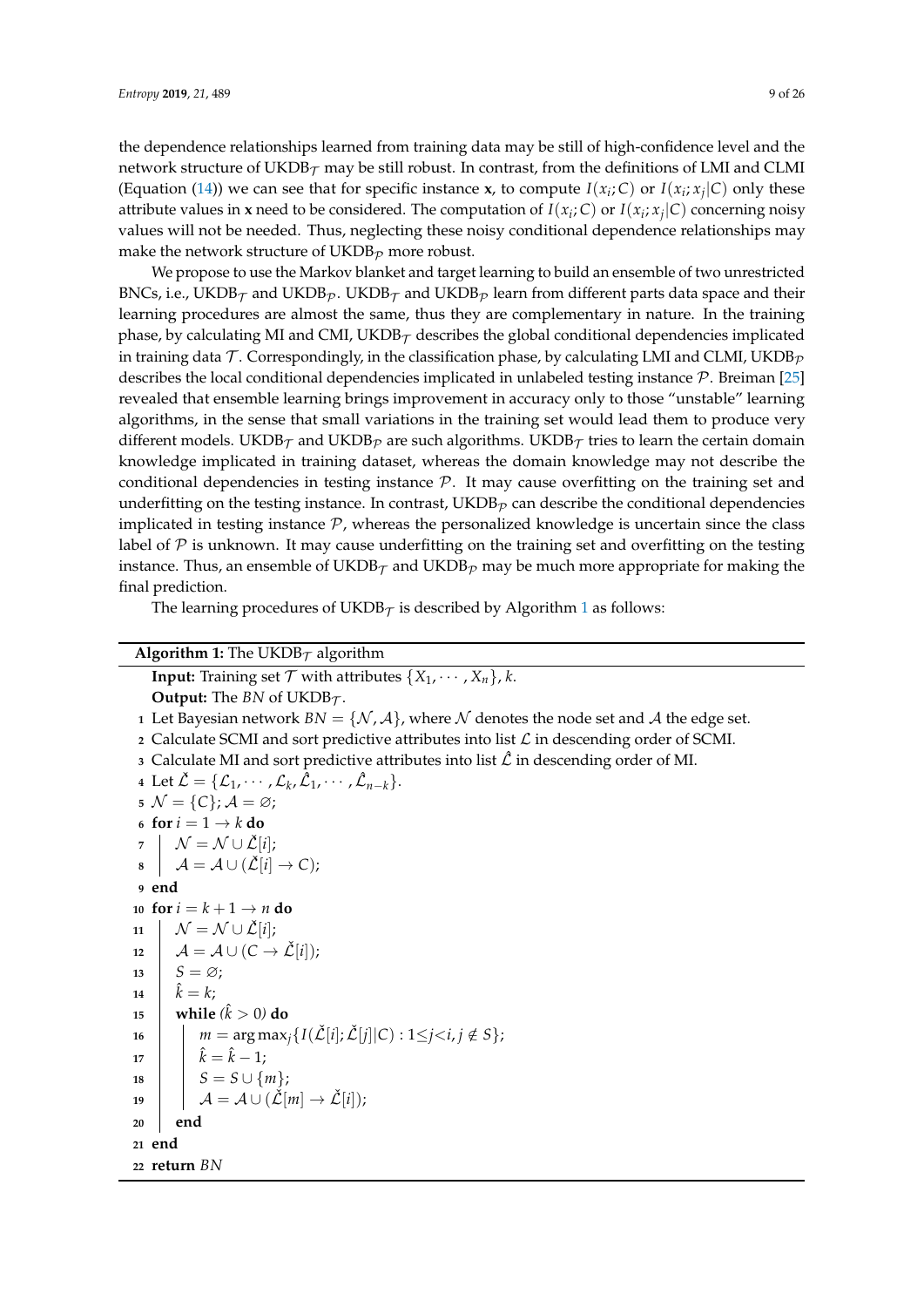the dependence relationships learned from training data may be still of high-confidence level and the network structure of UKDB$_\mathcal{T}$ may be still robust. In contrast, from the definitions of LMI and CLMI (Equation (14)) we can see that for specific instance **x**, to compute $I(x_i; C)$ or $I(x_i; x_j|C)$ only these attribute values in **x** need to be considered. The computation of $I(x_i; C)$ or $I(x_i; x_j|C)$ concerning noisy values will not be needed. Thus, neglecting these noisy conditional dependence relationships may make the network structure of UKDB$_\mathcal{P}$ more robust.

We propose to use the Markov blanket and target learning to build an ensemble of two unrestricted BNCs, i.e., UKDB$_\mathcal{T}$ and UKDB$_\mathcal{P}$. UKDB$_\mathcal{T}$ and UKDB$_\mathcal{P}$ learn from different parts data space and their learning procedures are almost the same, thus they are complementary in nature. In the training phase, by calculating MI and CMI, UKDB$_\mathcal{T}$ describes the global conditional dependencies implicated in training data $\mathcal{T}$. Correspondingly, in the classification phase, by calculating LMI and CLMI, UKDB$_\mathcal{P}$ describes the local conditional dependencies implicated in unlabeled testing instance $\mathcal{P}$. Breiman [25] revealed that ensemble learning brings improvement in accuracy only to those "unstable" learning algorithms, in the sense that small variations in the training set would lead them to produce very different models. UKDB$_\mathcal{T}$ and UKDB$_\mathcal{P}$ are such algorithms. UKDB$_\mathcal{T}$ tries to learn the certain domain knowledge implicated in training dataset, whereas the domain knowledge may not describe the conditional dependencies in testing instance $\mathcal{P}$. It may cause overfitting on the training set and underfitting on the testing instance. In contrast, UKDB$_\mathcal{P}$ can describe the conditional dependencies implicated in testing instance $\mathcal{P}$, whereas the personalized knowledge is uncertain since the class label of $\mathcal{P}$ is unknown. It may cause underfitting on the training set and overfitting on the testing instance. Thus, an ensemble of UKDB$_\mathcal{T}$ and UKDB$_\mathcal{P}$ may be much more appropriate for making the final prediction.

The learning procedures of UKDB$_\mathcal{T}$ is described by Algorithm 1 as follows:

---

**Algorithm 1:** The UKDB$_\mathcal{T}$ algorithm

**Input:** Training set $\mathcal{T}$ with attributes $\{X_1, \cdots, X_n\}$, $k$.
**Output:** The $BN$ of UKDB$_\mathcal{T}$.

1. Let Bayesian network $BN = \{\mathcal{N}, \mathcal{A}\}$, where $\mathcal{N}$ denotes the node set and $\mathcal{A}$ the edge set.
2. Calculate SCMI and sort predictive attributes into list $\mathcal{L}$ in descending order of SCMI.
3. Calculate MI and sort predictive attributes into list $\hat{\mathcal{L}}$ in descending order of MI.
4. Let $\check{\mathcal{L}} = \{\mathcal{L}_1, \cdots, \mathcal{L}_k, \hat{\mathcal{L}}_1, \cdots, \hat{\mathcal{L}}_{n-k}\}$.
5. $\mathcal{N} = \{C\}$; $\mathcal{A} = \varnothing$;
6. **for** $i = 1 \rightarrow k$ **do**
7. &nbsp;&nbsp;&nbsp;&nbsp;$\mathcal{N} = \mathcal{N} \cup \check{\mathcal{L}}[i]$;
8. &nbsp;&nbsp;&nbsp;&nbsp;$\mathcal{A} = \mathcal{A} \cup (\check{\mathcal{L}}[i] \rightarrow C)$;
9. **end**
10. **for** $i = k+1 \rightarrow n$ **do**
11. &nbsp;&nbsp;&nbsp;&nbsp;$\mathcal{N} = \mathcal{N} \cup \check{\mathcal{L}}[i]$;
12. &nbsp;&nbsp;&nbsp;&nbsp;$\mathcal{A} = \mathcal{A} \cup (C \rightarrow \check{\mathcal{L}}[i])$;
13. &nbsp;&nbsp;&nbsp;&nbsp;$S = \varnothing$;
14. &nbsp;&nbsp;&nbsp;&nbsp;$\hat{k} = k$;
15. &nbsp;&nbsp;&nbsp;&nbsp;**while** $(\hat{k} > 0)$ **do**
16. &nbsp;&nbsp;&nbsp;&nbsp;&nbsp;&nbsp;&nbsp;&nbsp;$m = \arg\max_j\{I(\check{\mathcal{L}}[i]; \check{\mathcal{L}}[j]|C) : 1 \leq j < i, j \notin S\}$;
17. &nbsp;&nbsp;&nbsp;&nbsp;&nbsp;&nbsp;&nbsp;&nbsp;$\hat{k} = \hat{k} - 1$;
18. &nbsp;&nbsp;&nbsp;&nbsp;&nbsp;&nbsp;&nbsp;&nbsp;$S = S \cup \{m\}$;
19. &nbsp;&nbsp;&nbsp;&nbsp;&nbsp;&nbsp;&nbsp;&nbsp;$\mathcal{A} = \mathcal{A} \cup (\check{\mathcal{L}}[m] \rightarrow \check{\mathcal{L}}[i])$;
20. &nbsp;&nbsp;&nbsp;&nbsp;**end**
21. **end**
22. **return** $BN$

---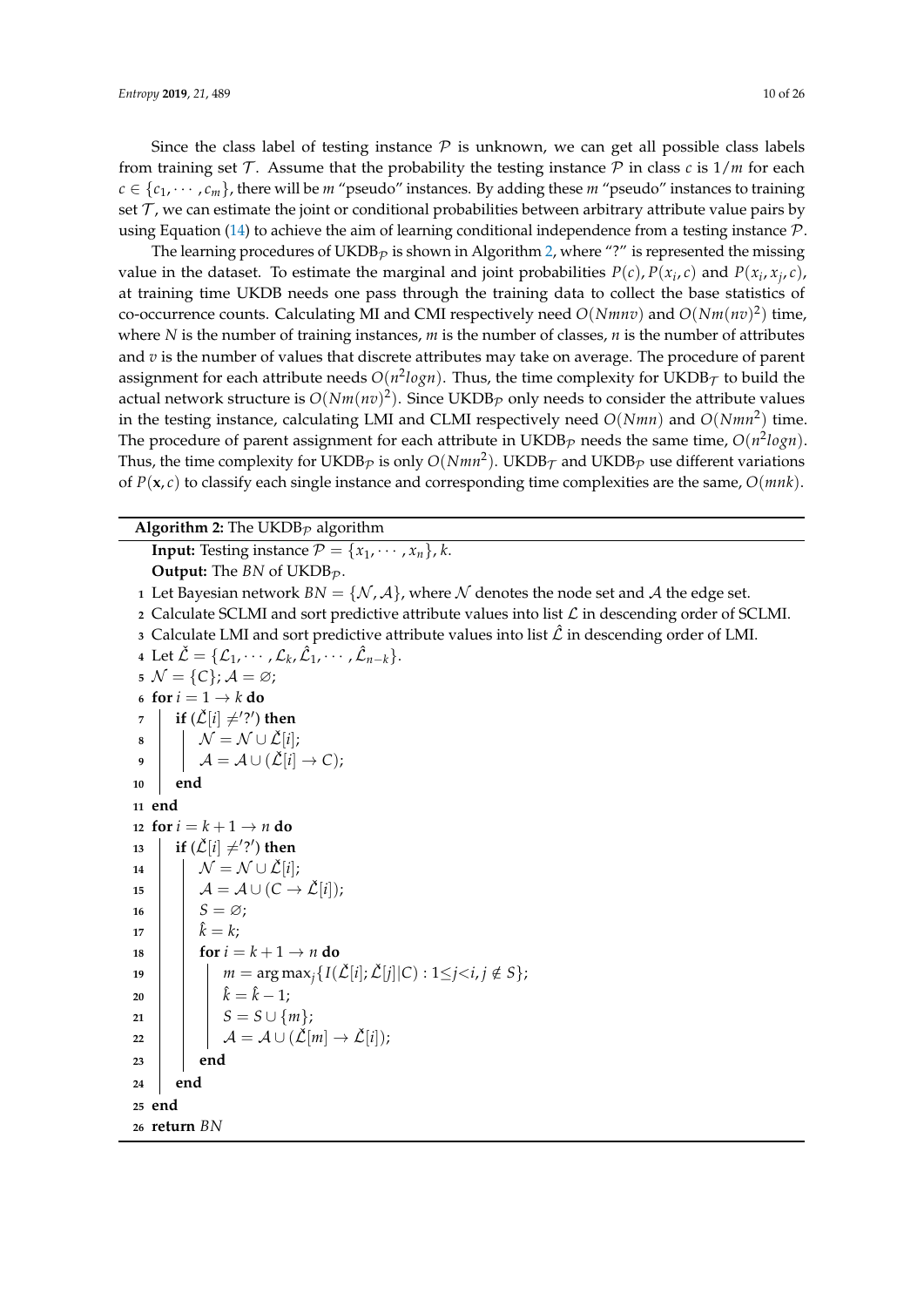Since the class label of testing instance $\mathcal{P}$ is unknown, we can get all possible class labels from training set $\mathcal{T}$. Assume that the probability the testing instance $\mathcal{P}$ in class $c$ is $1/m$ for each $c \in \{c_1, \cdots, c_m\}$, there will be $m$ "pseudo" instances. By adding these $m$ "pseudo" instances to training set $\mathcal{T}$, we can estimate the joint or conditional probabilities between arbitrary attribute value pairs by using Equation (14) to achieve the aim of learning conditional independence from a testing instance $\mathcal{P}$.

The learning procedures of UKDB$_\mathcal{P}$ is shown in Algorithm 2, where "?" is represented the missing value in the dataset. To estimate the marginal and joint probabilities $P(c)$, $P(x_i, c)$ and $P(x_i, x_j, c)$, at training time UKDB needs one pass through the training data to collect the base statistics of co-occurrence counts. Calculating MI and CMI respectively need $O(Nmnv)$ and $O(Nm(nv)^2)$ time, where $N$ is the number of training instances, $m$ is the number of classes, $n$ is the number of attributes and $v$ is the number of values that discrete attributes may take on average. The procedure of parent assignment for each attribute needs $O(n^2 logn)$. Thus, the time complexity for UKDB$_\mathcal{T}$ to build the actual network structure is $O(Nm(nv)^2)$. Since UKDB$_\mathcal{P}$ only needs to consider the attribute values in the testing instance, calculating LMI and CLMI respectively need $O(Nmn)$ and $O(Nmn^2)$ time. The procedure of parent assignment for each attribute in UKDB$_\mathcal{P}$ needs the same time, $O(n^2 logn)$. Thus, the time complexity for UKDB$_\mathcal{P}$ is only $O(Nmn^2)$. UKDB$_\mathcal{T}$ and UKDB$_\mathcal{P}$ use different variations of $P(\mathbf{x}, c)$ to classify each single instance and corresponding time complexities are the same, $O(mnk)$.

**Algorithm 2:** The UKDB$_\mathcal{P}$ algorithm

**Input:** Testing instance $\mathcal{P} = \{x_1, \cdots, x_n\}$, $k$.
**Output:** The $BN$ of UKDB$_\mathcal{P}$.

```
1  Let Bayesian network BN = {N, A}, where N denotes the node set and A the edge set.
2  Calculate SCLMI and sort predictive attribute values into list L in descending order of SCLMI.
3  Calculate LMI and sort predictive attribute values into list L̂ in descending order of LMI.
4  Let Ľ = {L_1, ..., L_k, L̂_1, ..., L̂_{n-k}}.
5  N = {C}; A = ∅;
6  for i = 1 → k do
7      if (Ľ[i] ≠ '?') then
8          N = N ∪ Ľ[i];
9          A = A ∪ (Ľ[i] → C);
10     end
11 end
12 for i = k + 1 → n do
13     if (Ľ[i] ≠ '?') then
14         N = N ∪ Ľ[i];
15         A = A ∪ (C → Ľ[i]);
16         S = ∅;
17         k̂ = k;
18         for i = k + 1 → n do
19             m = argmax_j { I(Ľ[i]; Ľ[j] | C) : 1 ≤ j < i, j ∉ S };
20             k̂ = k̂ − 1;
21             S = S ∪ {m};
22             A = A ∪ (Ľ[m] → Ľ[i]);
23         end
24     end
25 end
26 return BN
```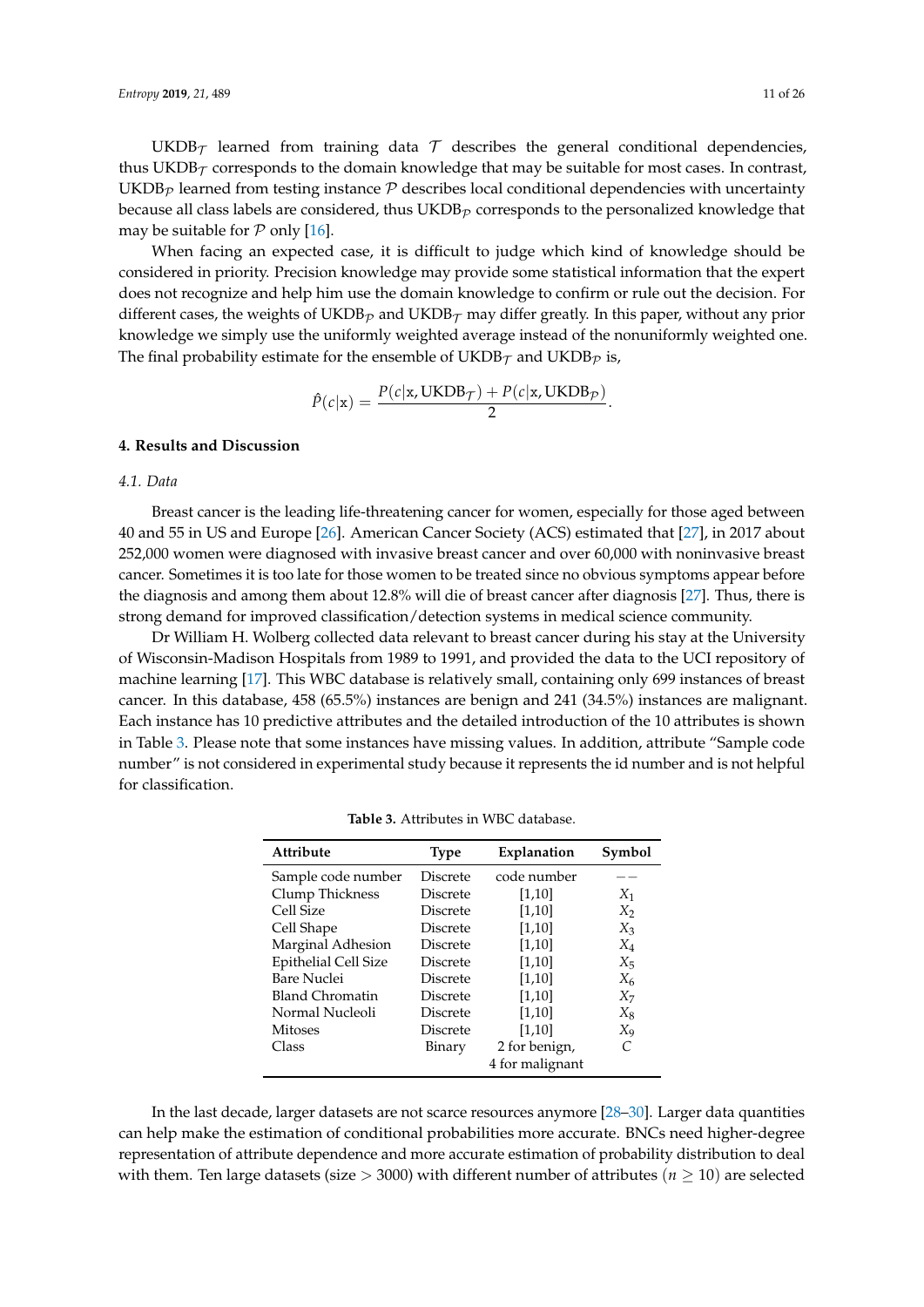$\text{UKDB}_\mathcal{T}$ learned from training data $\mathcal{T}$ describes the general conditional dependencies, thus $\text{UKDB}_\mathcal{T}$ corresponds to the domain knowledge that may be suitable for most cases. In contrast, $\text{UKDB}_\mathcal{P}$ learned from testing instance $\mathcal{P}$ describes local conditional dependencies with uncertainty because all class labels are considered, thus $\text{UKDB}_\mathcal{P}$ corresponds to the personalized knowledge that may be suitable for $\mathcal{P}$ only [16].

When facing an expected case, it is difficult to judge which kind of knowledge should be considered in priority. Precision knowledge may provide some statistical information that the expert does not recognize and help him use the domain knowledge to confirm or rule out the decision. For different cases, the weights of $\text{UKDB}_\mathcal{P}$ and $\text{UKDB}_\mathcal{T}$ may differ greatly. In this paper, without any prior knowledge we simply use the uniformly weighted average instead of the nonuniformly weighted one. The final probability estimate for the ensemble of $\text{UKDB}_\mathcal{T}$ and $\text{UKDB}_\mathcal{P}$ is,

$$\hat{P}(c|\mathbf{x}) = \frac{P(c|\mathbf{x}, \text{UKDB}_\mathcal{T}) + P(c|\mathbf{x}, \text{UKDB}_\mathcal{P})}{2}.$$

## 4. Results and Discussion

### *4.1. Data*

Breast cancer is the leading life-threatening cancer for women, especially for those aged between 40 and 55 in US and Europe [26]. American Cancer Society (ACS) estimated that [27], in 2017 about 252,000 women were diagnosed with invasive breast cancer and over 60,000 with noninvasive breast cancer. Sometimes it is too late for those women to be treated since no obvious symptoms appear before the diagnosis and among them about 12.8% will die of breast cancer after diagnosis [27]. Thus, there is strong demand for improved classification/detection systems in medical science community.

Dr William H. Wolberg collected data relevant to breast cancer during his stay at the University of Wisconsin-Madison Hospitals from 1989 to 1991, and provided the data to the UCI repository of machine learning [17]. This WBC database is relatively small, containing only 699 instances of breast cancer. In this database, 458 (65.5%) instances are benign and 241 (34.5%) instances are malignant. Each instance has 10 predictive attributes and the detailed introduction of the 10 attributes is shown in Table 3. Please note that some instances have missing values. In addition, attribute "Sample code number" is not considered in experimental study because it represents the id number and is not helpful for classification.

**Table 3.** Attributes in WBC database.

| Attribute | Type | Explanation | Symbol |
|---|---|---|---|
| Sample code number | Discrete | code number | −− |
| Clump Thickness | Discrete | [1,10] | $X_1$ |
| Cell Size | Discrete | [1,10] | $X_2$ |
| Cell Shape | Discrete | [1,10] | $X_3$ |
| Marginal Adhesion | Discrete | [1,10] | $X_4$ |
| Epithelial Cell Size | Discrete | [1,10] | $X_5$ |
| Bare Nuclei | Discrete | [1,10] | $X_6$ |
| Bland Chromatin | Discrete | [1,10] | $X_7$ |
| Normal Nucleoli | Discrete | [1,10] | $X_8$ |
| Mitoses | Discrete | [1,10] | $X_9$ |
| Class | Binary | 2 for benign, 4 for malignant | $C$ |

In the last decade, larger datasets are not scarce resources anymore [28–30]. Larger data quantities can help make the estimation of conditional probabilities more accurate. BNCs need higher-degree representation of attribute dependence and more accurate estimation of probability distribution to deal with them. Ten large datasets (size > 3000) with different number of attributes ($n \geq 10$) are selected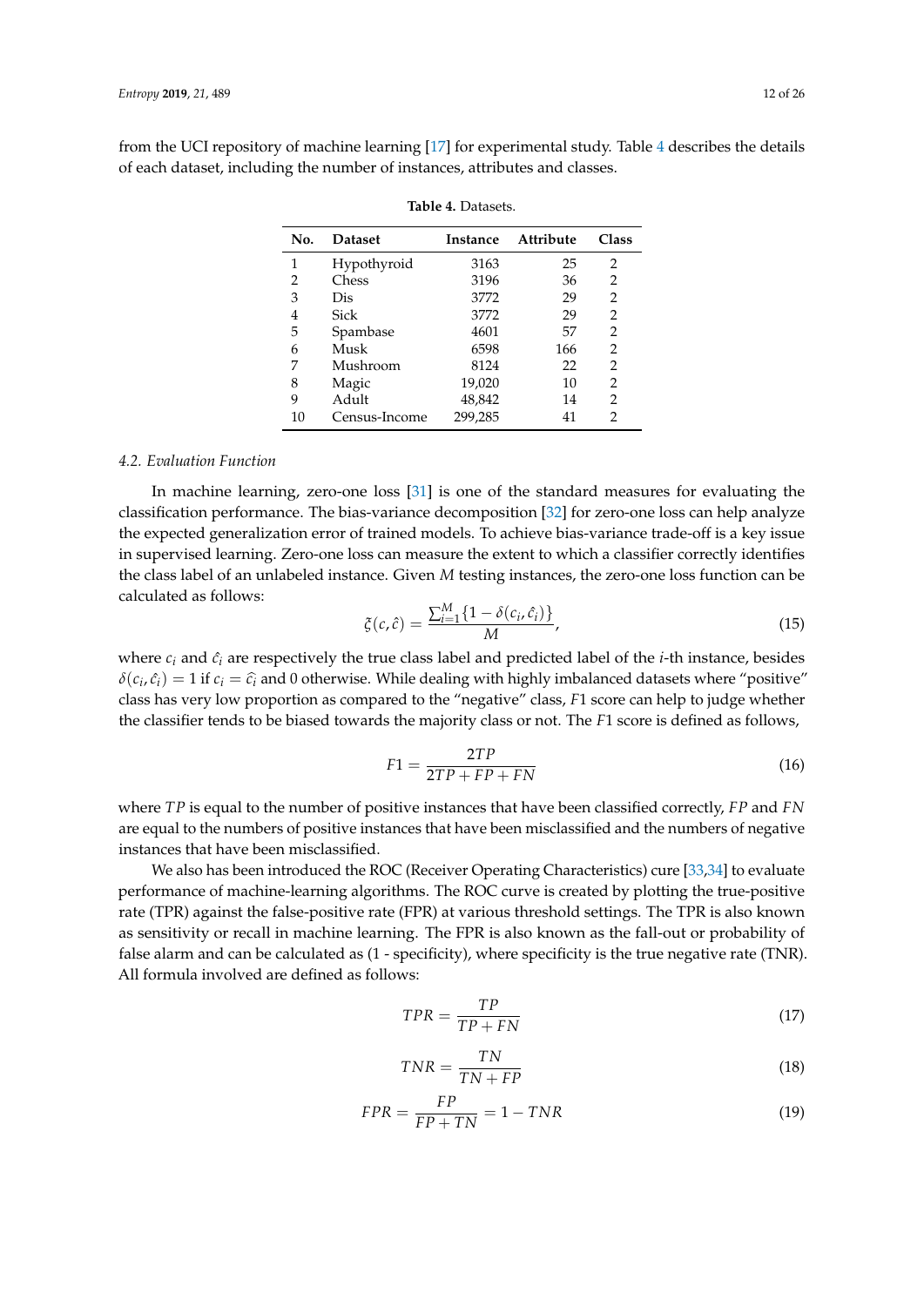from the UCI repository of machine learning [17] for experimental study. Table 4 describes the details of each dataset, including the number of instances, attributes and classes.

**Table 4.** Datasets.

| No. | Dataset | Instance | Attribute | Class |
|---|---|---|---|---|
| 1 | Hypothyroid | 3163 | 25 | 2 |
| 2 | Chess | 3196 | 36 | 2 |
| 3 | Dis | 3772 | 29 | 2 |
| 4 | Sick | 3772 | 29 | 2 |
| 5 | Spambase | 4601 | 57 | 2 |
| 6 | Musk | 6598 | 166 | 2 |
| 7 | Mushroom | 8124 | 22 | 2 |
| 8 | Magic | 19,020 | 10 | 2 |
| 9 | Adult | 48,842 | 14 | 2 |
| 10 | Census-Income | 299,285 | 41 | 2 |

### 4.2. Evaluation Function

In machine learning, zero-one loss [31] is one of the standard measures for evaluating the classification performance. The bias-variance decomposition [32] for zero-one loss can help analyze the expected generalization error of trained models. To achieve bias-variance trade-off is a key issue in supervised learning. Zero-one loss can measure the extent to which a classifier correctly identifies the class label of an unlabeled instance. Given $M$ testing instances, the zero-one loss function can be calculated as follows:

$$\xi(c, \hat{c}) = \frac{\sum_{i=1}^{M}\{1 - \delta(c_i, \hat{c}_i)\}}{M}, \tag{15}$$

where $c_i$ and $\hat{c}_i$ are respectively the true class label and predicted label of the $i$-th instance, besides $\delta(c_i, \hat{c}_i) = 1$ if $c_i = \widehat{c}_i$ and 0 otherwise. While dealing with highly imbalanced datasets where "positive" class has very low proportion as compared to the "negative" class, $F1$ score can help to judge whether the classifier tends to be biased towards the majority class or not. The $F1$ score is defined as follows,

$$F1 = \frac{2TP}{2TP + FP + FN} \tag{16}$$

where $TP$ is equal to the number of positive instances that have been classified correctly, $FP$ and $FN$ are equal to the numbers of positive instances that have been misclassified and the numbers of negative instances that have been misclassified.

We also has been introduced the ROC (Receiver Operating Characteristics) cure [33,34] to evaluate performance of machine-learning algorithms. The ROC curve is created by plotting the true-positive rate (TPR) against the false-positive rate (FPR) at various threshold settings. The TPR is also known as sensitivity or recall in machine learning. The FPR is also known as the fall-out or probability of false alarm and can be calculated as (1 - specificity), where specificity is the true negative rate (TNR). All formula involved are defined as follows:

$$TPR = \frac{TP}{TP + FN} \tag{17}$$

$$TNR = \frac{TN}{TN + FP} \tag{18}$$

$$FPR = \frac{FP}{FP + TN} = 1 - TNR \tag{19}$$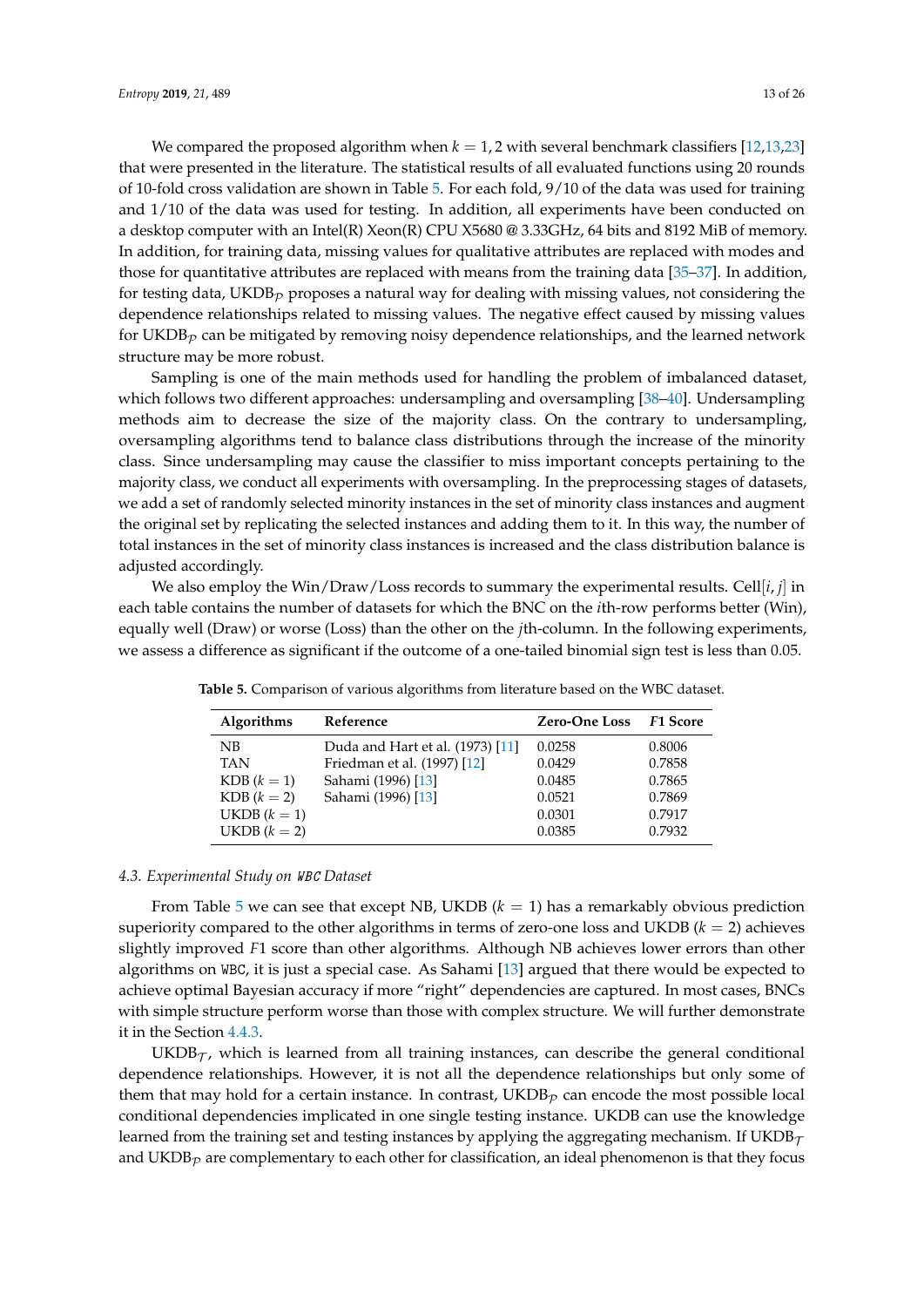We compared the proposed algorithm when $k = 1, 2$ with several benchmark classifiers [12,13,23] that were presented in the literature. The statistical results of all evaluated functions using 20 rounds of 10-fold cross validation are shown in Table 5. For each fold, 9/10 of the data was used for training and 1/10 of the data was used for testing. In addition, all experiments have been conducted on a desktop computer with an Intel(R) Xeon(R) CPU X5680 @ 3.33GHz, 64 bits and 8192 MiB of memory. In addition, for training data, missing values for qualitative attributes are replaced with modes and those for quantitative attributes are replaced with means from the training data [35–37]. In addition, for testing data, UKDB$_\mathcal{P}$ proposes a natural way for dealing with missing values, not considering the dependence relationships related to missing values. The negative effect caused by missing values for UKDB$_\mathcal{P}$ can be mitigated by removing noisy dependence relationships, and the learned network structure may be more robust.

Sampling is one of the main methods used for handling the problem of imbalanced dataset, which follows two different approaches: undersampling and oversampling [38–40]. Undersampling methods aim to decrease the size of the majority class. On the contrary to undersampling, oversampling algorithms tend to balance class distributions through the increase of the minority class. Since undersampling may cause the classifier to miss important concepts pertaining to the majority class, we conduct all experiments with oversampling. In the preprocessing stages of datasets, we add a set of randomly selected minority instances in the set of minority class instances and augment the original set by replicating the selected instances and adding them to it. In this way, the number of total instances in the set of minority class instances is increased and the class distribution balance is adjusted accordingly.

We also employ the Win/Draw/Loss records to summary the experimental results. Cell$[i, j]$ in each table contains the number of datasets for which the BNC on the $i$th-row performs better (Win), equally well (Draw) or worse (Loss) than the other on the $j$th-column. In the following experiments, we assess a difference as significant if the outcome of a one-tailed binomial sign test is less than 0.05.

**Table 5.** Comparison of various algorithms from literature based on the WBC dataset.

| Algorithms | Reference | Zero-One Loss | $F1$ Score |
|---|---|---|---|
| NB | Duda and Hart et al. (1973) [11] | 0.0258 | 0.8006 |
| TAN | Friedman et al. (1997) [12] | 0.0429 | 0.7858 |
| KDB ($k = 1$) | Sahami (1996) [13] | 0.0485 | 0.7865 |
| KDB ($k = 2$) | Sahami (1996) [13] | 0.0521 | 0.7869 |
| UKDB ($k = 1$) | | 0.0301 | 0.7917 |
| UKDB ($k = 2$) | | 0.0385 | 0.7932 |

### *4.3. Experimental Study on* `WBC` *Dataset*

From Table 5 we can see that except NB, UKDB ($k = 1$) has a remarkably obvious prediction superiority compared to the other algorithms in terms of zero-one loss and UKDB ($k = 2$) achieves slightly improved $F1$ score than other algorithms. Although NB achieves lower errors than other algorithms on `WBC`, it is just a special case. As Sahami [13] argued that there would be expected to achieve optimal Bayesian accuracy if more "right" dependencies are captured. In most cases, BNCs with simple structure perform worse than those with complex structure. We will further demonstrate it in the Section 4.4.3.

UKDB$_\mathcal{T}$, which is learned from all training instances, can describe the general conditional dependence relationships. However, it is not all the dependence relationships but only some of them that may hold for a certain instance. In contrast, UKDB$_\mathcal{P}$ can encode the most possible local conditional dependencies implicated in one single testing instance. UKDB can use the knowledge learned from the training set and testing instances by applying the aggregating mechanism. If UKDB$_\mathcal{T}$ and UKDB$_\mathcal{P}$ are complementary to each other for classification, an ideal phenomenon is that they focus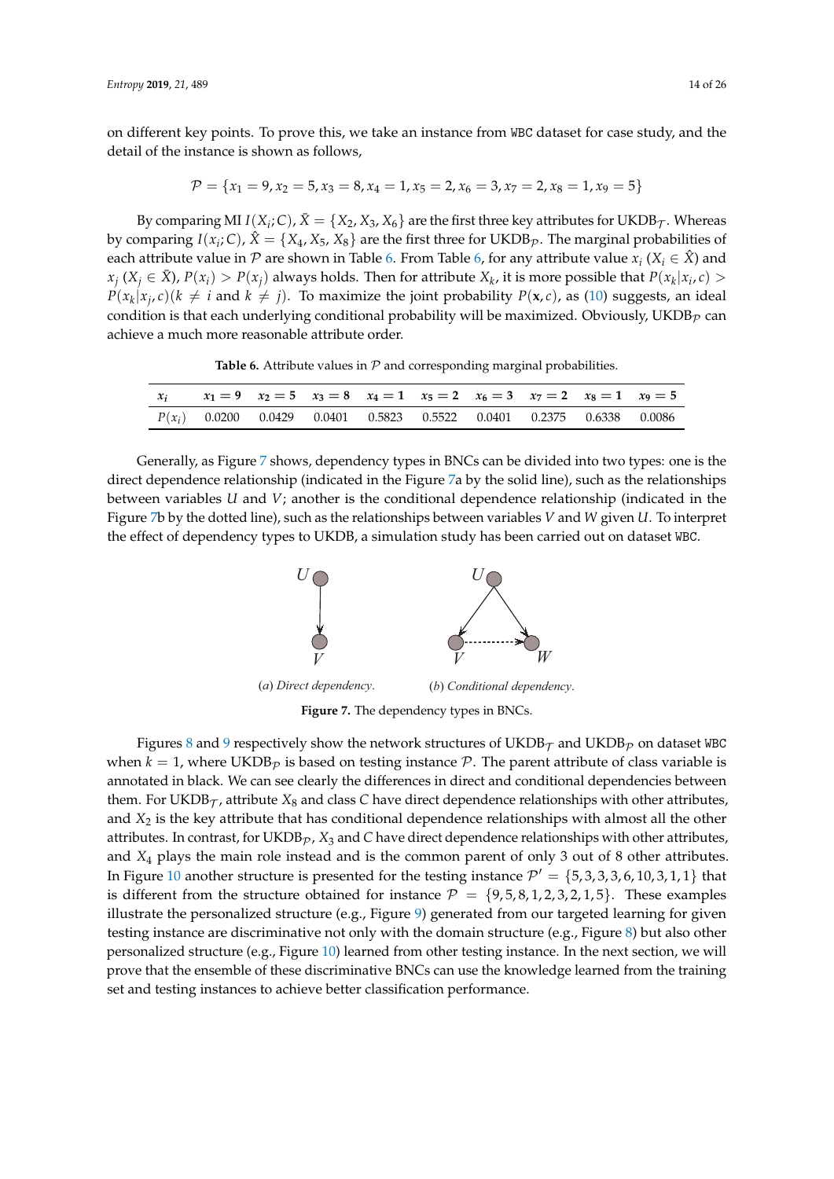on different key points. To prove this, we take an instance from WBC dataset for case study, and the detail of the instance is shown as follows,

$$\mathcal{P} = \{x_1 = 9, x_2 = 5, x_3 = 8, x_4 = 1, x_5 = 2, x_6 = 3, x_7 = 2, x_8 = 1, x_9 = 5\}$$

By comparing MI $I(X_i; C)$, $\bar{X} = \{X_2, X_3, X_6\}$ are the first three key attributes for UKDB$_\mathcal{T}$. Whereas by comparing $I(x_i; C)$, $\hat{X} = \{X_4, X_5, X_8\}$ are the first three for UKDB$_\mathcal{P}$. The marginal probabilities of each attribute value in $\mathcal{P}$ are shown in Table 6. From Table 6, for any attribute value $x_i$ ($X_i \in \hat{X}$) and $x_j$ ($X_j \in \bar{X}$), $P(x_i) > P(x_j)$ always holds. Then for attribute $X_k$, it is more possible that $P(x_k|x_i, c) > P(x_k|x_j, c)(k \neq i$ and $k \neq j)$. To maximize the joint probability $P(\mathbf{x}, c)$, as (10) suggests, an ideal condition is that each underlying conditional probability will be maximized. Obviously, UKDB$_\mathcal{P}$ can achieve a much more reasonable attribute order.

**Table 6.** Attribute values in $\mathcal{P}$ and corresponding marginal probabilities.

| $x_i$ | $x_1 = 9$ | $x_2 = 5$ | $x_3 = 8$ | $x_4 = 1$ | $x_5 = 2$ | $x_6 = 3$ | $x_7 = 2$ | $x_8 = 1$ | $x_9 = 5$ |
|---|---|---|---|---|---|---|---|---|---|
| $P(x_i)$ | 0.0200 | 0.0429 | 0.0401 | 0.5823 | 0.5522 | 0.0401 | 0.2375 | 0.6338 | 0.0086 |

Generally, as Figure 7 shows, dependency types in BNCs can be divided into two types: one is the direct dependence relationship (indicated in the Figure 7a by the solid line), such as the relationships between variables $U$ and $V$; another is the conditional dependence relationship (indicated in the Figure 7b by the dotted line), such as the relationships between variables $V$ and $W$ given $U$. To interpret the effect of dependency types to UKDB, a simulation study has been carried out on dataset WBC.

(*a*) *Direct dependency*. (*b*) *Conditional dependency*.

**Figure 7.** The dependency types in BNCs.

Figures 8 and 9 respectively show the network structures of UKDB$_\mathcal{T}$ and UKDB$_\mathcal{P}$ on dataset WBC when $k = 1$, where UKDB$_\mathcal{P}$ is based on testing instance $\mathcal{P}$. The parent attribute of class variable is annotated in black. We can see clearly the differences in direct and conditional dependencies between them. For UKDB$_\mathcal{T}$, attribute $X_8$ and class $C$ have direct dependence relationships with other attributes, and $X_2$ is the key attribute that has conditional dependence relationships with almost all the other attributes. In contrast, for UKDB$_\mathcal{P}$, $X_3$ and $C$ have direct dependence relationships with other attributes, and $X_4$ plays the main role instead and is the common parent of only 3 out of 8 other attributes. In Figure 10 another structure is presented for the testing instance $\mathcal{P}' = \{5, 3, 3, 3, 6, 10, 3, 1, 1\}$ that is different from the structure obtained for instance $\mathcal{P} = \{9, 5, 8, 1, 2, 3, 2, 1, 5\}$. These examples illustrate the personalized structure (e.g., Figure 9) generated from our targeted learning for given testing instance are discriminative not only with the domain structure (e.g., Figure 8) but also other personalized structure (e.g., Figure 10) learned from other testing instance. In the next section, we will prove that the ensemble of these discriminative BNCs can use the knowledge learned from the training set and testing instances to achieve better classification performance.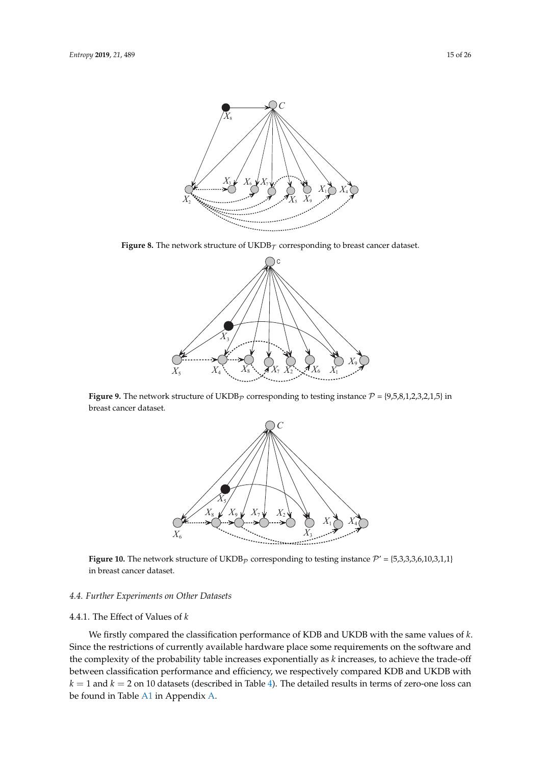**Figure 8.** The network structure of $\text{UKDB}_{\mathcal{T}}$ corresponding to breast cancer dataset.

**Figure 9.** The network structure of $\text{UKDB}_{\mathcal{P}}$ corresponding to testing instance $\mathcal{P}$ = {9,5,8,1,2,3,2,1,5} in breast cancer dataset.

**Figure 10.** The network structure of $\text{UKDB}_{\mathcal{P}}$ corresponding to testing instance $\mathcal{P}'$ = {5,3,3,3,6,10,3,1,1} in breast cancer dataset.

### *4.4. Further Experiments on Other Datasets*

#### 4.4.1. The Effect of Values of $k$

We firstly compared the classification performance of KDB and UKDB with the same values of $k$. Since the restrictions of currently available hardware place some requirements on the software and the complexity of the probability table increases exponentially as $k$ increases, to achieve the trade-off between classification performance and efficiency, we respectively compared KDB and UKDB with $k = 1$ and $k = 2$ on 10 datasets (described in Table 4). The detailed results in terms of zero-one loss can be found in Table A1 in Appendix A.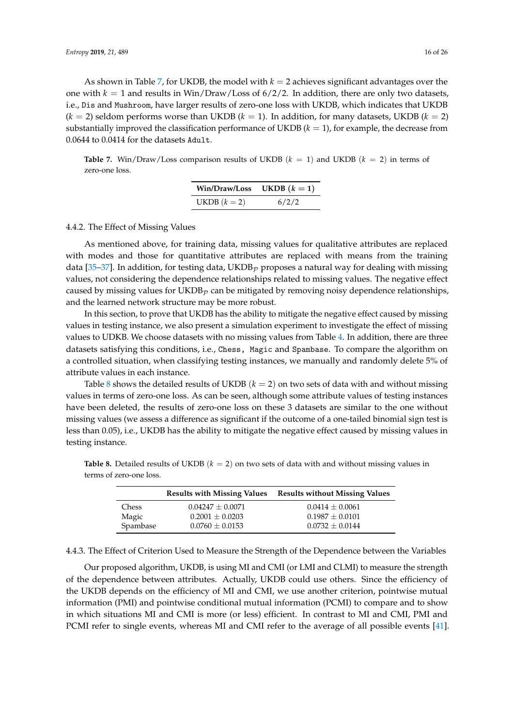As shown in Table 7, for UKDB, the model with $k = 2$ achieves significant advantages over the one with $k = 1$ and results in Win/Draw/Loss of 6/2/2. In addition, there are only two datasets, i.e., `Dis` and `Mushroom`, have larger results of zero-one loss with UKDB, which indicates that UKDB ($k = 2$) seldom performs worse than UKDB ($k = 1$). In addition, for many datasets, UKDB ($k = 2$) substantially improved the classification performance of UKDB ($k = 1$), for example, the decrease from 0.0644 to 0.0414 for the datasets `Adult`.

**Table 7.** Win/Draw/Loss comparison results of UKDB ($k = 1$) and UKDB ($k = 2$) in terms of zero-one loss.

| Win/Draw/Loss | UKDB ($k = 1$) |
| --- | --- |
| UKDB ($k = 2$) | 6/2/2 |

### 4.4.2. The Effect of Missing Values

As mentioned above, for training data, missing values for qualitative attributes are replaced with modes and those for quantitative attributes are replaced with means from the training data [35–37]. In addition, for testing data, UKDB$_{\mathcal{P}}$ proposes a natural way for dealing with missing values, not considering the dependence relationships related to missing values. The negative effect caused by missing values for UKDB$_{\mathcal{P}}$ can be mitigated by removing noisy dependence relationships, and the learned network structure may be more robust.

In this section, to prove that UKDB has the ability to mitigate the negative effect caused by missing values in testing instance, we also present a simulation experiment to investigate the effect of missing values to UDKB. We choose datasets with no missing values from Table 4. In addition, there are three datasets satisfying this conditions, i.e., `Chess`, `Magic` and `Spambase`. To compare the algorithm on a controlled situation, when classifying testing instances, we manually and randomly delete 5% of attribute values in each instance.

Table 8 shows the detailed results of UKDB ($k = 2$) on two sets of data with and without missing values in terms of zero-one loss. As can be seen, although some attribute values of testing instances have been deleted, the results of zero-one loss on these 3 datasets are similar to the one without missing values (we assess a difference as significant if the outcome of a one-tailed binomial sign test is less than 0.05), i.e., UKDB has the ability to mitigate the negative effect caused by missing values in testing instance.

**Table 8.** Detailed results of UKDB ($k = 2$) on two sets of data with and without missing values in terms of zero-one loss.

| | Results with Missing Values | Results without Missing Values |
| --- | --- | --- |
| Chess | $0.04247 \pm 0.0071$ | $0.0414 \pm 0.0061$ |
| Magic | $0.2001 \pm 0.0203$ | $0.1987 \pm 0.0101$ |
| Spambase | $0.0760 \pm 0.0153$ | $0.0732 \pm 0.0144$ |

### 4.4.3. The Effect of Criterion Used to Measure the Strength of the Dependence between the Variables

Our proposed algorithm, UKDB, is using MI and CMI (or LMI and CLMI) to measure the strength of the dependence between attributes. Actually, UKDB could use others. Since the efficiency of the UKDB depends on the efficiency of MI and CMI, we use another criterion, pointwise mutual information (PMI) and pointwise conditional mutual information (PCMI) to compare and to show in which situations MI and CMI is more (or less) efficient. In contrast to MI and CMI, PMI and PCMI refer to single events, whereas MI and CMI refer to the average of all possible events [41].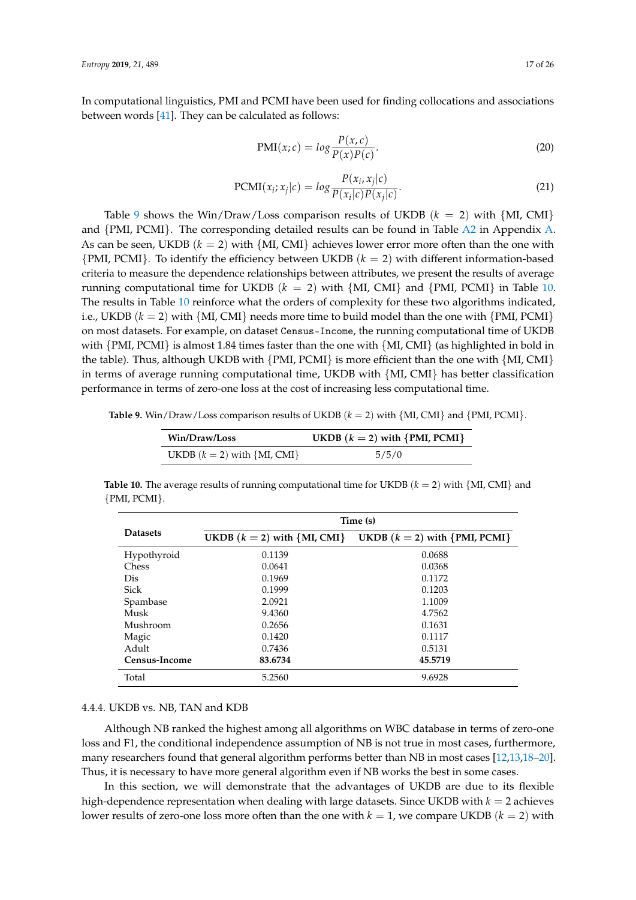In computational linguistics, PMI and PCMI have been used for finding collocations and associations between words [41]. They can be calculated as follows:

$$\text{PMI}(x;c) = log\frac{P(x,c)}{P(x)P(c)}. \tag{20}$$

$$\text{PCMI}(x_i;x_j|c) = log\frac{P(x_i,x_j|c)}{P(x_i|c)P(x_j|c)}. \tag{21}$$

Table 9 shows the Win/Draw/Loss comparison results of UKDB ($k = 2$) with {MI, CMI} and {PMI, PCMI}. The corresponding detailed results can be found in Table A2 in Appendix A. As can be seen, UKDB ($k = 2$) with {MI, CMI} achieves lower error more often than the one with {PMI, PCMI}. To identify the efficiency between UKDB ($k = 2$) with different information-based criteria to measure the dependence relationships between attributes, we present the results of average running computational time for UKDB ($k = 2$) with {MI, CMI} and {PMI, PCMI} in Table 10. The results in Table 10 reinforce what the orders of complexity for these two algorithms indicated, i.e., UKDB ($k = 2$) with {MI, CMI} needs more time to build model than the one with {PMI, PCMI} on most datasets. For example, on dataset Census-Income, the running computational time of UKDB with {PMI, PCMI} is almost 1.84 times faster than the one with {MI, CMI} (as highlighted in bold in the table). Thus, although UKDB with {PMI, PCMI} is more efficient than the one with {MI, CMI} in terms of average running computational time, UKDB with {MI, CMI} has better classification performance in terms of zero-one loss at the cost of increasing less computational time.

**Table 9.** Win/Draw/Loss comparison results of UKDB ($k = 2$) with {MI, CMI} and {PMI, PCMI}.

| Win/Draw/Loss | UKDB ($k = 2$) with {PMI, PCMI} |
|---|---|
| UKDB ($k = 2$) with {MI, CMI} | 5/5/0 |

**Table 10.** The average results of running computational time for UKDB ($k = 2$) with {MI, CMI} and {PMI, PCMI}.

| Datasets | Time (s) | |
|---|---|---|
| | UKDB ($k = 2$) with {MI, CMI} | UKDB ($k = 2$) with {PMI, PCMI} |
| Hypothyroid | 0.1139 | 0.0688 |
| Chess | 0.0641 | 0.0368 |
| Dis | 0.1969 | 0.1172 |
| Sick | 0.1999 | 0.1203 |
| Spambase | 2.0921 | 1.1009 |
| Musk | 9.4360 | 4.7562 |
| Mushroom | 0.2656 | 0.1631 |
| Magic | 0.1420 | 0.1117 |
| Adult | 0.7436 | 0.5131 |
| **Census-Income** | **83.6734** | **45.5719** |
| Total | 5.2560 | 9.6928 |

#### 4.4.4. UKDB vs. NB, TAN and KDB

Although NB ranked the highest among all algorithms on WBC database in terms of zero-one loss and F1, the conditional independence assumption of NB is not true in most cases, furthermore, many researchers found that general algorithm performs better than NB in most cases [12,13,18–20]. Thus, it is necessary to have more general algorithm even if NB works the best in some cases.

In this section, we will demonstrate that the advantages of UKDB are due to its flexible high-dependence representation when dealing with large datasets. Since UKDB with $k = 2$ achieves lower results of zero-one loss more often than the one with $k = 1$, we compare UKDB ($k = 2$) with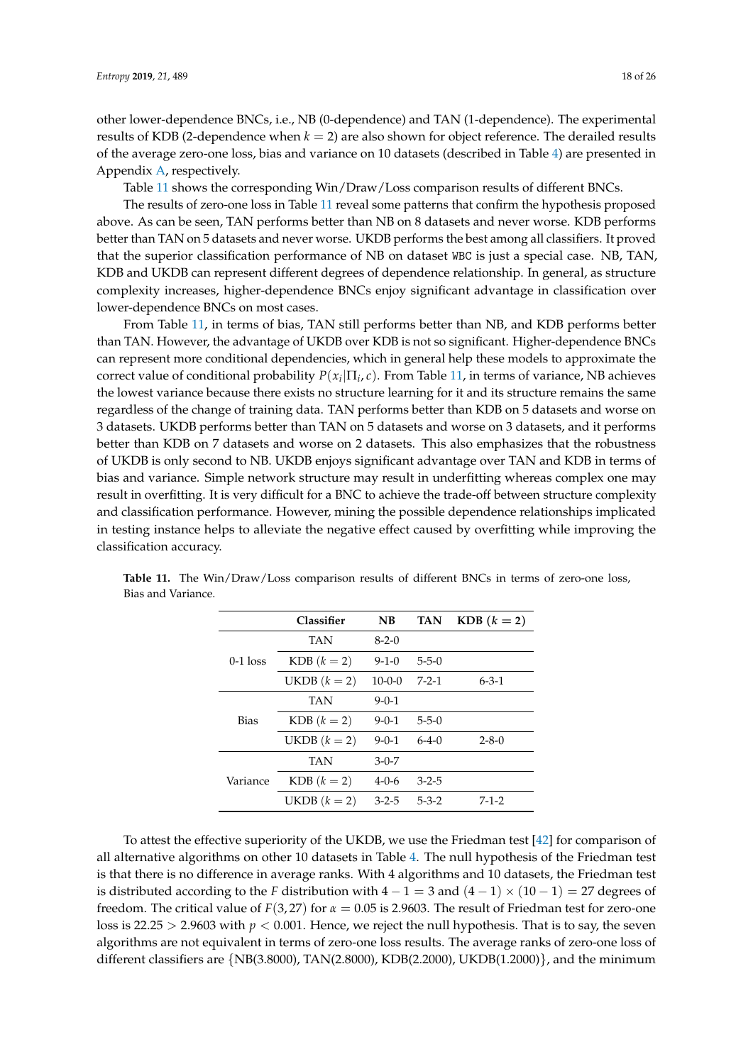other lower-dependence BNCs, i.e., NB (0-dependence) and TAN (1-dependence). The experimental results of KDB (2-dependence when $k = 2$) are also shown for object reference. The derailed results of the average zero-one loss, bias and variance on 10 datasets (described in Table 4) are presented in Appendix A, respectively.

Table 11 shows the corresponding Win/Draw/Loss comparison results of different BNCs.

The results of zero-one loss in Table 11 reveal some patterns that confirm the hypothesis proposed above. As can be seen, TAN performs better than NB on 8 datasets and never worse. KDB performs better than TAN on 5 datasets and never worse. UKDB performs the best among all classifiers. It proved that the superior classification performance of NB on dataset WBC is just a special case. NB, TAN, KDB and UKDB can represent different degrees of dependence relationship. In general, as structure complexity increases, higher-dependence BNCs enjoy significant advantage in classification over lower-dependence BNCs on most cases.

From Table 11, in terms of bias, TAN still performs better than NB, and KDB performs better than TAN. However, the advantage of UKDB over KDB is not so significant. Higher-dependence BNCs can represent more conditional dependencies, which in general help these models to approximate the correct value of conditional probability $P(x_i|\Pi_i, c)$. From Table 11, in terms of variance, NB achieves the lowest variance because there exists no structure learning for it and its structure remains the same regardless of the change of training data. TAN performs better than KDB on 5 datasets and worse on 3 datasets. UKDB performs better than TAN on 5 datasets and worse on 3 datasets, and it performs better than KDB on 7 datasets and worse on 2 datasets. This also emphasizes that the robustness of UKDB is only second to NB. UKDB enjoys significant advantage over TAN and KDB in terms of bias and variance. Simple network structure may result in underfitting whereas complex one may result in overfitting. It is very difficult for a BNC to achieve the trade-off between structure complexity and classification performance. However, mining the possible dependence relationships implicated in testing instance helps to alleviate the negative effect caused by overfitting while improving the classification accuracy.

**Table 11.** The Win/Draw/Loss comparison results of different BNCs in terms of zero-one loss, Bias and Variance.

| | Classifier | NB | TAN | KDB ($k = 2$) |
|---|---|---|---|---|
| 0-1 loss | TAN | 8-2-0 | | |
| | KDB ($k = 2$) | 9-1-0 | 5-5-0 | |
| | UKDB ($k = 2$) | 10-0-0 | 7-2-1 | 6-3-1 |
| Bias | TAN | 9-0-1 | | |
| | KDB ($k = 2$) | 9-0-1 | 5-5-0 | |
| | UKDB ($k = 2$) | 9-0-1 | 6-4-0 | 2-8-0 |
| Variance | TAN | 3-0-7 | | |
| | KDB ($k = 2$) | 4-0-6 | 3-2-5 | |
| | UKDB ($k = 2$) | 3-2-5 | 5-3-2 | 7-1-2 |

To attest the effective superiority of the UKDB, we use the Friedman test [42] for comparison of all alternative algorithms on other 10 datasets in Table 4. The null hypothesis of the Friedman test is that there is no difference in average ranks. With 4 algorithms and 10 datasets, the Friedman test is distributed according to the $F$ distribution with $4 - 1 = 3$ and $(4 - 1) \times (10 - 1) = 27$ degrees of freedom. The critical value of $F(3, 27)$ for $\alpha = 0.05$ is 2.9603. The result of Friedman test for zero-one loss is $22.25 > 2.9603$ with $p < 0.001$. Hence, we reject the null hypothesis. That is to say, the seven algorithms are not equivalent in terms of zero-one loss results. The average ranks of zero-one loss of different classifiers are {NB(3.8000), TAN(2.8000), KDB(2.2000), UKDB(1.2000)}, and the minimum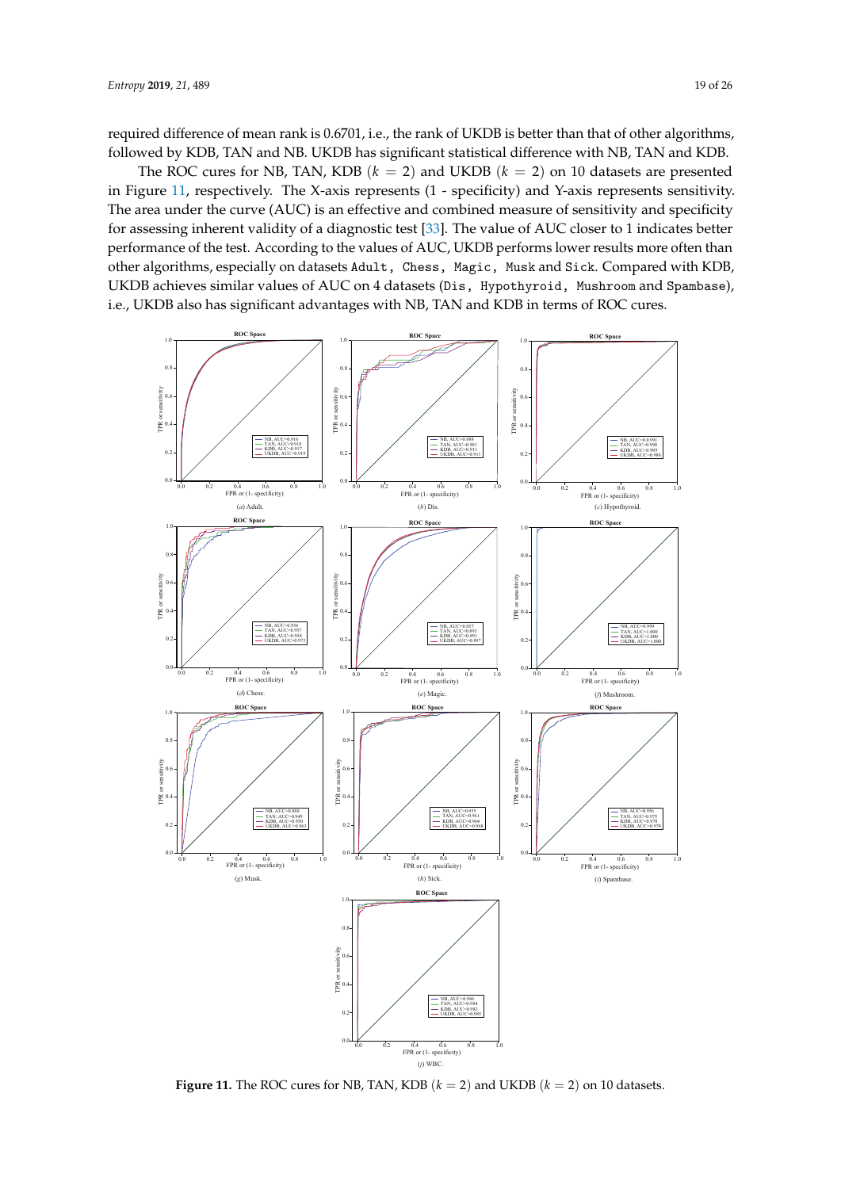required difference of mean rank is 0.6701, i.e., the rank of UKDB is better than that of other algorithms, followed by KDB, TAN and NB. UKDB has significant statistical difference with NB, TAN and KDB.

The ROC cures for NB, TAN, KDB ($k = 2$) and UKDB ($k = 2$) on 10 datasets are presented in Figure 11, respectively. The X-axis represents (1 - specificity) and Y-axis represents sensitivity. The area under the curve (AUC) is an effective and combined measure of sensitivity and specificity for assessing inherent validity of a diagnostic test [33]. The value of AUC closer to 1 indicates better performance of the test. According to the values of AUC, UKDB performs lower results more often than other algorithms, especially on datasets `Adult`, `Chess`, `Magic`, `Musk` and `Sick`. Compared with KDB, UKDB achieves similar values of AUC on 4 datasets (`Dis`, `Hypothyroid`, `Mushroom` and `Spambase`), i.e., UKDB also has significant advantages with NB, TAN and KDB in terms of ROC cures.

(*a*) Adult. (*b*) Dis. (*c*) Hypothyroid. (*d*) Chess. (*e*) Magic. (*f*) Mushroom. (*g*) Musk. (*h*) Sick. (*i*) Spambase. (*j*) WBC.

**Figure 11.** The ROC cures for NB, TAN, KDB ($k = 2$) and UKDB ($k = 2$) on 10 datasets.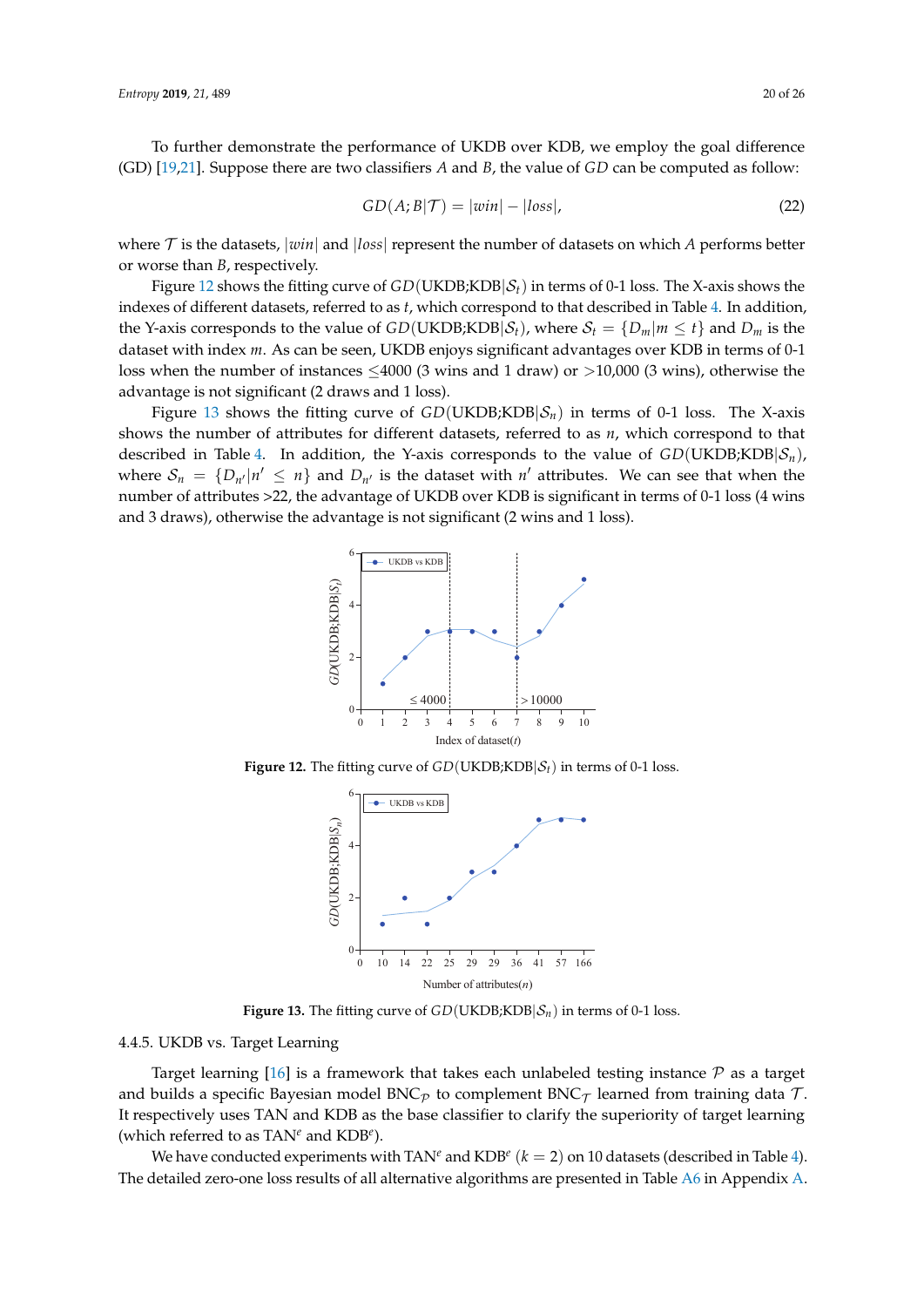To further demonstrate the performance of UKDB over KDB, we employ the goal difference (GD) [19,21]. Suppose there are two classifiers $A$ and $B$, the value of $GD$ can be computed as follow:

$$GD(A;B|\mathcal{T}) = |win| - |loss|, \tag{22}$$

where $\mathcal{T}$ is the datasets, $|win|$ and $|loss|$ represent the number of datasets on which $A$ performs better or worse than $B$, respectively.

Figure 12 shows the fitting curve of $GD(\text{UKDB};\text{KDB}|\mathcal{S}_t)$ in terms of 0-1 loss. The X-axis shows the indexes of different datasets, referred to as $t$, which correspond to that described in Table 4. In addition, the Y-axis corresponds to the value of $GD(\text{UKDB};\text{KDB}|\mathcal{S}_t)$, where $\mathcal{S}_t = \{D_m|m \leq t\}$ and $D_m$ is the dataset with index $m$. As can be seen, UKDB enjoys significant advantages over KDB in terms of 0-1 loss when the number of instances $\leq$4000 (3 wins and 1 draw) or $>$10,000 (3 wins), otherwise the advantage is not significant (2 draws and 1 loss).

Figure 13 shows the fitting curve of $GD(\text{UKDB};\text{KDB}|\mathcal{S}_n)$ in terms of 0-1 loss. The X-axis shows the number of attributes for different datasets, referred to as $n$, which correspond to that described in Table 4. In addition, the Y-axis corresponds to the value of $GD(\text{UKDB};\text{KDB}|\mathcal{S}_n)$, where $\mathcal{S}_n = \{D_{n'}|n' \leq n\}$ and $D_{n'}$ is the dataset with $n'$ attributes. We can see that when the number of attributes >22, the advantage of UKDB over KDB is significant in terms of 0-1 loss (4 wins and 3 draws), otherwise the advantage is not significant (2 wins and 1 loss).

**Figure 12.** The fitting curve of $GD(\text{UKDB};\text{KDB}|\mathcal{S}_t)$ in terms of 0-1 loss.

**Figure 13.** The fitting curve of $GD(\text{UKDB};\text{KDB}|\mathcal{S}_n)$ in terms of 0-1 loss.

#### 4.4.5. UKDB vs. Target Learning

Target learning [16] is a framework that takes each unlabeled testing instance $\mathcal{P}$ as a target and builds a specific Bayesian model $\text{BNC}_{\mathcal{P}}$ to complement $\text{BNC}_{\mathcal{T}}$ learned from training data $\mathcal{T}$. It respectively uses TAN and KDB as the base classifier to clarify the superiority of target learning (which referred to as $\text{TAN}^e$ and $\text{KDB}^e$).

We have conducted experiments with $\text{TAN}^e$ and $\text{KDB}^e$ $(k = 2)$ on 10 datasets (described in Table 4). The detailed zero-one loss results of all alternative algorithms are presented in Table A6 in Appendix A.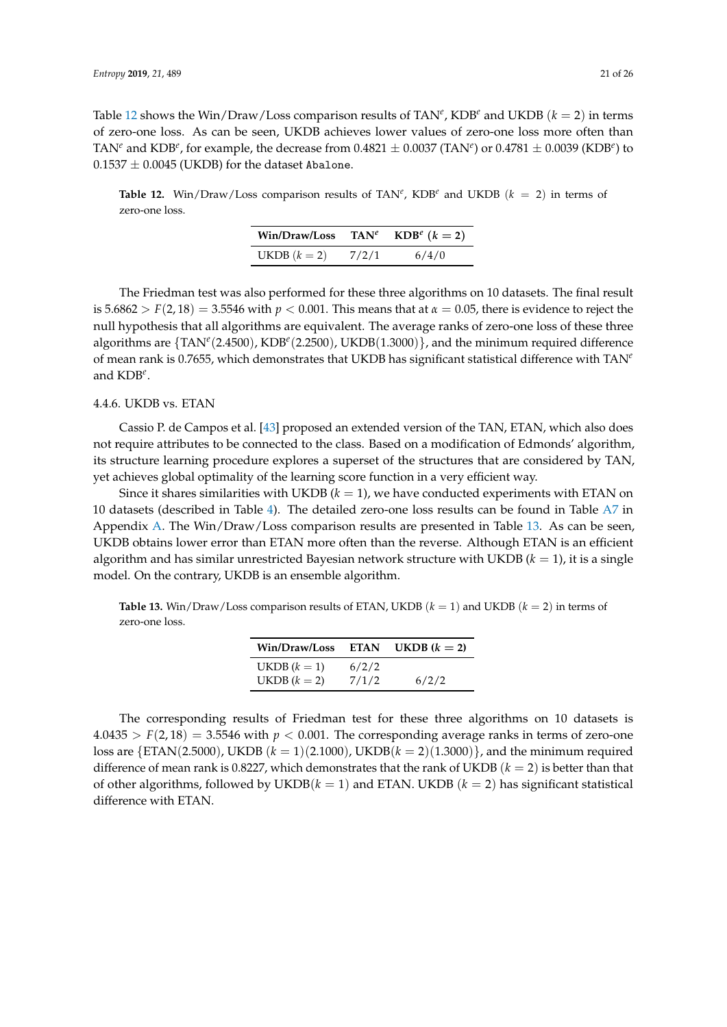Table 12 shows the Win/Draw/Loss comparison results of TAN$^e$, KDB$^e$ and UKDB ($k = 2$) in terms of zero-one loss. As can be seen, UKDB achieves lower values of zero-one loss more often than TAN$^e$ and KDB$^e$, for example, the decrease from $0.4821 \pm 0.0037$ (TAN$^e$) or $0.4781 \pm 0.0039$ (KDB$^e$) to $0.1537 \pm 0.0045$ (UKDB) for the dataset Abalone.

**Table 12.** Win/Draw/Loss comparison results of TAN$^e$, KDB$^e$ and UKDB ($k = 2$) in terms of zero-one loss.

| Win/Draw/Loss | TAN$^e$ | KDB$^e$ ($k = 2$) |
|---|---|---|
| UKDB ($k = 2$) | 7/2/1 | 6/4/0 |

The Friedman test was also performed for these three algorithms on 10 datasets. The final result is $5.6862 > F(2, 18) = 3.5546$ with $p < 0.001$. This means that at $\alpha = 0.05$, there is evidence to reject the null hypothesis that all algorithms are equivalent. The average ranks of zero-one loss of these three algorithms are $\{\text{TAN}^e(2.4500), \text{KDB}^e(2.2500), \text{UKDB}(1.3000)\}$, and the minimum required difference of mean rank is 0.7655, which demonstrates that UKDB has significant statistical difference with TAN$^e$ and KDB$^e$.

#### 4.4.6. UKDB vs. ETAN

Cassio P. de Campos et al. [43] proposed an extended version of the TAN, ETAN, which also does not require attributes to be connected to the class. Based on a modification of Edmonds' algorithm, its structure learning procedure explores a superset of the structures that are considered by TAN, yet achieves global optimality of the learning score function in a very efficient way.

Since it shares similarities with UKDB ($k = 1$), we have conducted experiments with ETAN on 10 datasets (described in Table 4). The detailed zero-one loss results can be found in Table A7 in Appendix A. The Win/Draw/Loss comparison results are presented in Table 13. As can be seen, UKDB obtains lower error than ETAN more often than the reverse. Although ETAN is an efficient algorithm and has similar unrestricted Bayesian network structure with UKDB ($k = 1$), it is a single model. On the contrary, UKDB is an ensemble algorithm.

**Table 13.** Win/Draw/Loss comparison results of ETAN, UKDB ($k = 1$) and UKDB ($k = 2$) in terms of zero-one loss.

| Win/Draw/Loss | ETAN | UKDB ($k = 2$) |
|---|---|---|
| UKDB ($k = 1$) | 6/2/2 | |
| UKDB ($k = 2$) | 7/1/2 | 6/2/2 |

The corresponding results of Friedman test for these three algorithms on 10 datasets is $4.0435 > F(2, 18) = 3.5546$ with $p < 0.001$. The corresponding average ranks in terms of zero-one loss are $\{\text{ETAN}(2.5000), \text{UKDB } (k = 1)(2.1000), \text{UKDB}(k = 2)(1.3000)\}$, and the minimum required difference of mean rank is 0.8227, which demonstrates that the rank of UKDB ($k = 2$) is better than that of other algorithms, followed by UKDB($k = 1$) and ETAN. UKDB ($k = 2$) has significant statistical difference with ETAN.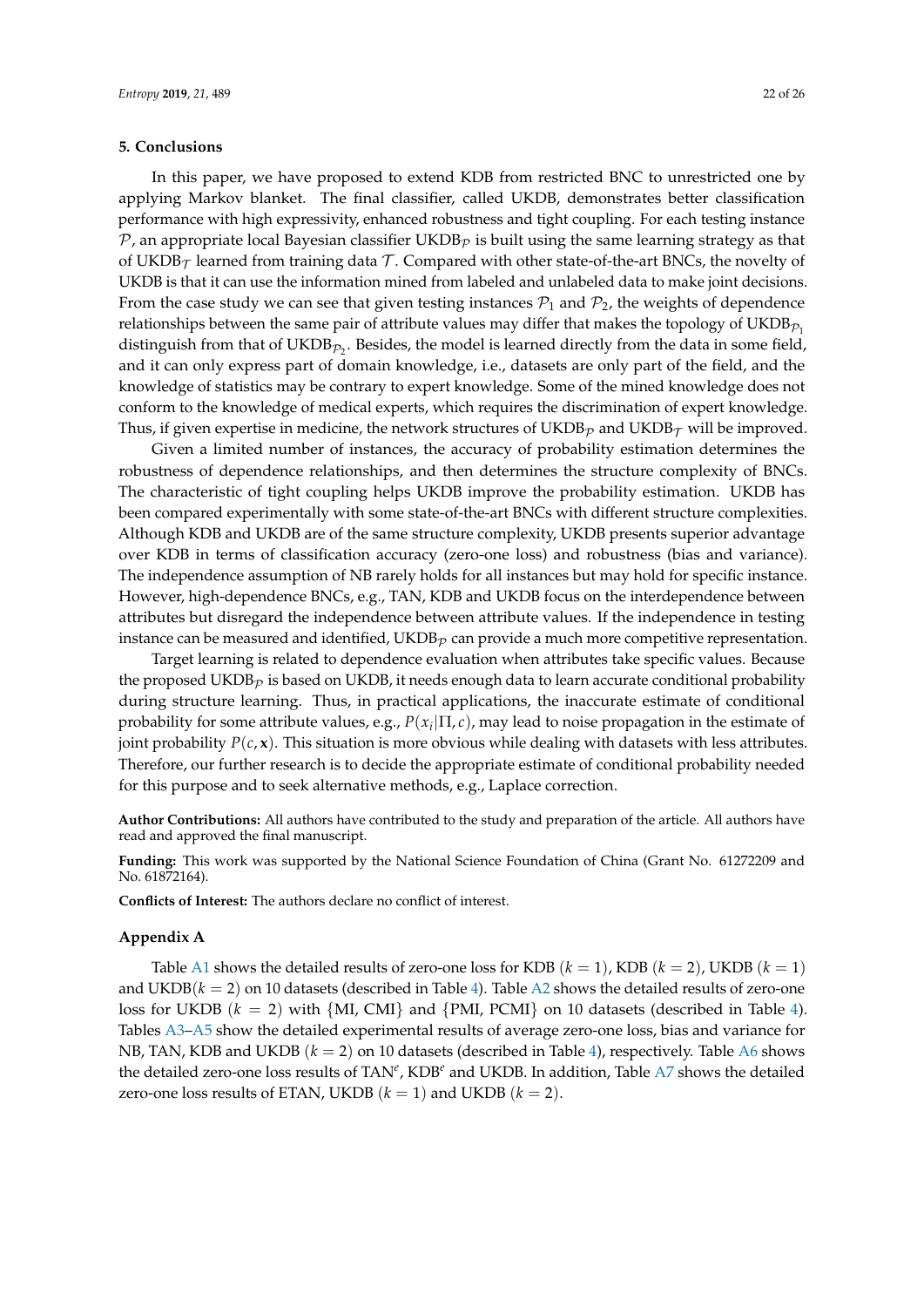## 5. Conclusions

In this paper, we have proposed to extend KDB from restricted BNC to unrestricted one by applying Markov blanket. The final classifier, called UKDB, demonstrates better classification performance with high expressivity, enhanced robustness and tight coupling. For each testing instance $\mathcal{P}$, an appropriate local Bayesian classifier UKDB$_\mathcal{P}$ is built using the same learning strategy as that of UKDB$_\mathcal{T}$ learned from training data $\mathcal{T}$. Compared with other state-of-the-art BNCs, the novelty of UKDB is that it can use the information mined from labeled and unlabeled data to make joint decisions. From the case study we can see that given testing instances $\mathcal{P}_1$ and $\mathcal{P}_2$, the weights of dependence relationships between the same pair of attribute values may differ that makes the topology of UKDB$_{\mathcal{P}_1}$ distinguish from that of UKDB$_{\mathcal{P}_2}$. Besides, the model is learned directly from the data in some field, and it can only express part of domain knowledge, i.e., datasets are only part of the field, and the knowledge of statistics may be contrary to expert knowledge. Some of the mined knowledge does not conform to the knowledge of medical experts, which requires the discrimination of expert knowledge. Thus, if given expertise in medicine, the network structures of UKDB$_\mathcal{P}$ and UKDB$_\mathcal{T}$ will be improved.

Given a limited number of instances, the accuracy of probability estimation determines the robustness of dependence relationships, and then determines the structure complexity of BNCs. The characteristic of tight coupling helps UKDB improve the probability estimation. UKDB has been compared experimentally with some state-of-the-art BNCs with different structure complexities. Although KDB and UKDB are of the same structure complexity, UKDB presents superior advantage over KDB in terms of classification accuracy (zero-one loss) and robustness (bias and variance). The independence assumption of NB rarely holds for all instances but may hold for specific instance. However, high-dependence BNCs, e.g., TAN, KDB and UKDB focus on the interdependence between attributes but disregard the independence between attribute values. If the independence in testing instance can be measured and identified, UKDB$_\mathcal{P}$ can provide a much more competitive representation.

Target learning is related to dependence evaluation when attributes take specific values. Because the proposed UKDB$_\mathcal{P}$ is based on UKDB, it needs enough data to learn accurate conditional probability during structure learning. Thus, in practical applications, the inaccurate estimate of conditional probability for some attribute values, e.g., $P(x_i|\Pi, c)$, may lead to noise propagation in the estimate of joint probability $P(c, \mathbf{x})$. This situation is more obvious while dealing with datasets with less attributes. Therefore, our further research is to decide the appropriate estimate of conditional probability needed for this purpose and to seek alternative methods, e.g., Laplace correction.

**Author Contributions:** All authors have contributed to the study and preparation of the article. All authors have read and approved the final manuscript.

**Funding:** This work was supported by the National Science Foundation of China (Grant No. 61272209 and No. 61872164).

**Conflicts of Interest:** The authors declare no conflict of interest.

## Appendix A

Table A1 shows the detailed results of zero-one loss for KDB ($k = 1$), KDB ($k = 2$), UKDB ($k = 1$) and UKDB($k = 2$) on 10 datasets (described in Table 4). Table A2 shows the detailed results of zero-one loss for UKDB ($k = 2$) with {MI, CMI} and {PMI, PCMI} on 10 datasets (described in Table 4). Tables A3–A5 show the detailed experimental results of average zero-one loss, bias and variance for NB, TAN, KDB and UKDB ($k = 2$) on 10 datasets (described in Table 4), respectively. Table A6 shows the detailed zero-one loss results of TAN$^e$, KDB$^e$ and UKDB. In addition, Table A7 shows the detailed zero-one loss results of ETAN, UKDB ($k = 1$) and UKDB ($k = 2$).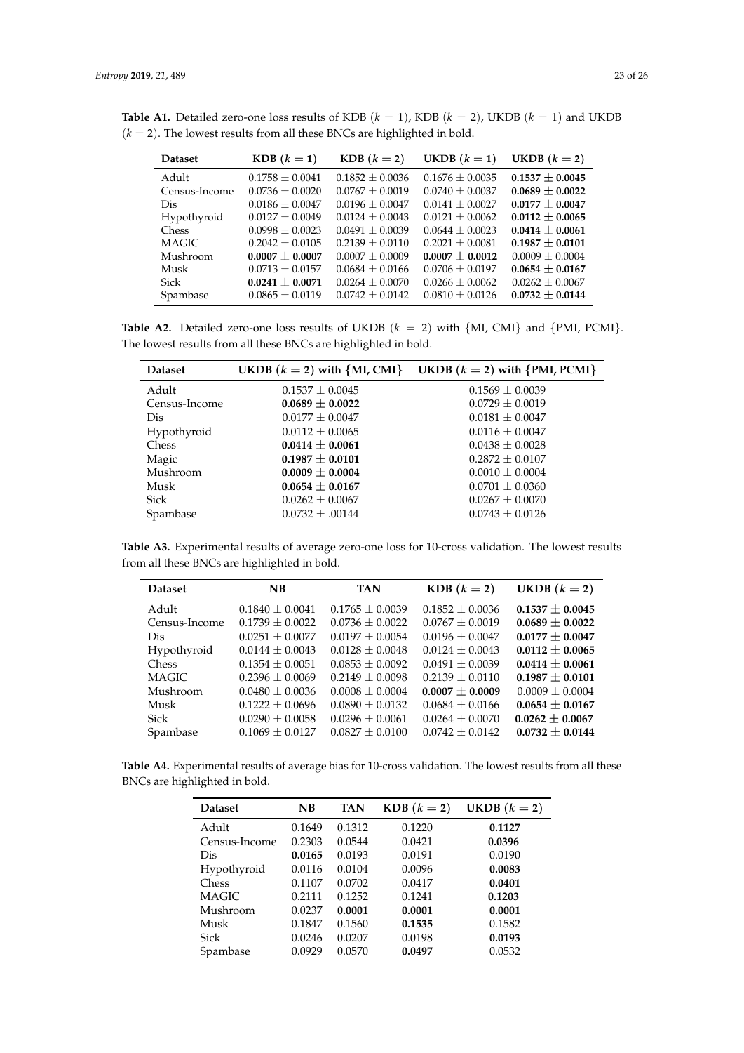**Table A1.** Detailed zero-one loss results of KDB ($k = 1$), KDB ($k = 2$), UKDB ($k = 1$) and UKDB ($k = 2$). The lowest results from all these BNCs are highlighted in bold.

| Dataset | KDB ($k = 1$) | KDB ($k = 2$) | UKDB ($k = 1$) | UKDB ($k = 2$) |
|---|---|---|---|---|
| Adult | $0.1758 \pm 0.0041$ | $0.1852 \pm 0.0036$ | $0.1676 \pm 0.0035$ | $\mathbf{0.1537 \pm 0.0045}$ |
| Census-Income | $0.0736 \pm 0.0020$ | $0.0767 \pm 0.0019$ | $0.0740 \pm 0.0037$ | $\mathbf{0.0689 \pm 0.0022}$ |
| Dis | $0.0186 \pm 0.0047$ | $0.0196 \pm 0.0047$ | $0.0141 \pm 0.0027$ | $\mathbf{0.0177 \pm 0.0047}$ |
| Hypothyroid | $0.0127 \pm 0.0049$ | $0.0124 \pm 0.0043$ | $0.0121 \pm 0.0062$ | $\mathbf{0.0112 \pm 0.0065}$ |
| Chess | $0.0998 \pm 0.0023$ | $0.0491 \pm 0.0039$ | $0.0644 \pm 0.0023$ | $\mathbf{0.0414 \pm 0.0061}$ |
| MAGIC | $0.2042 \pm 0.0105$ | $0.2139 \pm 0.0110$ | $0.2021 \pm 0.0081$ | $\mathbf{0.1987 \pm 0.0101}$ |
| Mushroom | $\mathbf{0.0007 \pm 0.0007}$ | $0.0007 \pm 0.0009$ | $\mathbf{0.0007 \pm 0.0012}$ | $0.0009 \pm 0.0004$ |
| Musk | $0.0713 \pm 0.0157$ | $0.0684 \pm 0.0166$ | $0.0706 \pm 0.0197$ | $\mathbf{0.0654 \pm 0.0167}$ |
| Sick | $\mathbf{0.0241 \pm 0.0071}$ | $0.0264 \pm 0.0070$ | $0.0266 \pm 0.0062$ | $0.0262 \pm 0.0067$ |
| Spambase | $0.0865 \pm 0.0119$ | $0.0742 \pm 0.0142$ | $0.0810 \pm 0.0126$ | $\mathbf{0.0732 \pm 0.0144}$ |

**Table A2.** Detailed zero-one loss results of UKDB ($k = 2$) with {MI, CMI} and {PMI, PCMI}. The lowest results from all these BNCs are highlighted in bold.

| Dataset | UKDB ($k = 2$) with {MI, CMI} | UKDB ($k = 2$) with {PMI, PCMI} |
|---|---|---|
| Adult | $0.1537 \pm 0.0045$ | $0.1569 \pm 0.0039$ |
| Census-Income | $\mathbf{0.0689 \pm 0.0022}$ | $0.0729 \pm 0.0019$ |
| Dis | $0.0177 \pm 0.0047$ | $0.0181 \pm 0.0047$ |
| Hypothyroid | $0.0112 \pm 0.0065$ | $0.0116 \pm 0.0047$ |
| Chess | $\mathbf{0.0414 \pm 0.0061}$ | $0.0438 \pm 0.0028$ |
| Magic | $\mathbf{0.1987 \pm 0.0101}$ | $0.2872 \pm 0.0107$ |
| Mushroom | $\mathbf{0.0009 \pm 0.0004}$ | $0.0010 \pm 0.0004$ |
| Musk | $\mathbf{0.0654 \pm 0.0167}$ | $0.0701 \pm 0.0360$ |
| Sick | $0.0262 \pm 0.0067$ | $0.0267 \pm 0.0070$ |
| Spambase | $0.0732 \pm .00144$ | $0.0743 \pm 0.0126$ |

**Table A3.** Experimental results of average zero-one loss for 10-cross validation. The lowest results from all these BNCs are highlighted in bold.

| Dataset | NB | TAN | KDB ($k = 2$) | UKDB ($k = 2$) |
|---|---|---|---|---|
| Adult | $0.1840 \pm 0.0041$ | $0.1765 \pm 0.0039$ | $0.1852 \pm 0.0036$ | $\mathbf{0.1537 \pm 0.0045}$ |
| Census-Income | $0.1739 \pm 0.0022$ | $0.0736 \pm 0.0022$ | $0.0767 \pm 0.0019$ | $\mathbf{0.0689 \pm 0.0022}$ |
| Dis | $0.0251 \pm 0.0077$ | $0.0197 \pm 0.0054$ | $0.0196 \pm 0.0047$ | $\mathbf{0.0177 \pm 0.0047}$ |
| Hypothyroid | $0.0144 \pm 0.0043$ | $0.0128 \pm 0.0048$ | $0.0124 \pm 0.0043$ | $\mathbf{0.0112 \pm 0.0065}$ |
| Chess | $0.1354 \pm 0.0051$ | $0.0853 \pm 0.0092$ | $0.0491 \pm 0.0039$ | $\mathbf{0.0414 \pm 0.0061}$ |
| MAGIC | $0.2396 \pm 0.0069$ | $0.2149 \pm 0.0098$ | $0.2139 \pm 0.0110$ | $\mathbf{0.1987 \pm 0.0101}$ |
| Mushroom | $0.0480 \pm 0.0036$ | $0.0008 \pm 0.0004$ | $\mathbf{0.0007 \pm 0.0009}$ | $0.0009 \pm 0.0004$ |
| Musk | $0.1222 \pm 0.0696$ | $0.0890 \pm 0.0132$ | $0.0684 \pm 0.0166$ | $\mathbf{0.0654 \pm 0.0167}$ |
| Sick | $0.0290 \pm 0.0058$ | $0.0296 \pm 0.0061$ | $0.0264 \pm 0.0070$ | $\mathbf{0.0262 \pm 0.0067}$ |
| Spambase | $0.1069 \pm 0.0127$ | $0.0827 \pm 0.0100$ | $0.0742 \pm 0.0142$ | $\mathbf{0.0732 \pm 0.0144}$ |

**Table A4.** Experimental results of average bias for 10-cross validation. The lowest results from all these BNCs are highlighted in bold.

| Dataset | NB | TAN | KDB ($k = 2$) | UKDB ($k = 2$) |
|---|---|---|---|---|
| Adult | 0.1649 | 0.1312 | 0.1220 | **0.1127** |
| Census-Income | 0.2303 | 0.0544 | 0.0421 | **0.0396** |
| Dis | **0.0165** | 0.0193 | 0.0191 | 0.0190 |
| Hypothyroid | 0.0116 | 0.0104 | 0.0096 | **0.0083** |
| Chess | 0.1107 | 0.0702 | 0.0417 | **0.0401** |
| MAGIC | 0.2111 | 0.1252 | 0.1241 | **0.1203** |
| Mushroom | 0.0237 | **0.0001** | **0.0001** | **0.0001** |
| Musk | 0.1847 | 0.1560 | **0.1535** | 0.1582 |
| Sick | 0.0246 | 0.0207 | 0.0198 | **0.0193** |
| Spambase | 0.0929 | 0.0570 | **0.0497** | 0.0532 |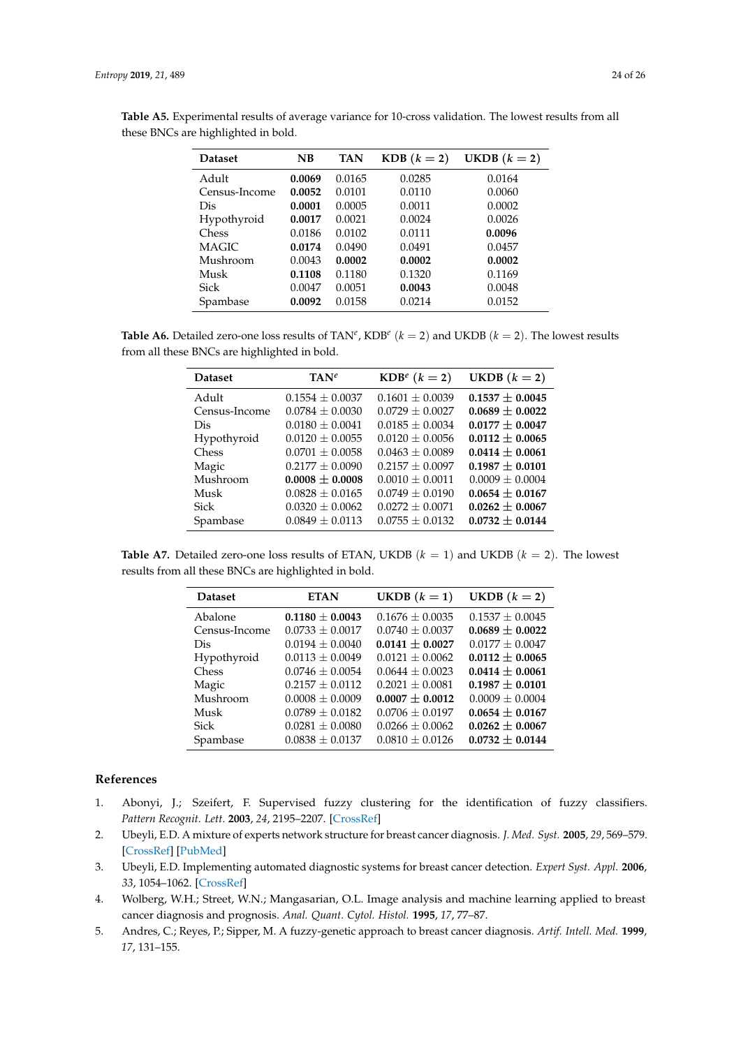**Table A5.** Experimental results of average variance for 10-cross validation. The lowest results from all these BNCs are highlighted in bold.

| Dataset | NB | TAN | KDB $(k=2)$ | UKDB $(k=2)$ |
|---|---|---|---|---|
| Adult | **0.0069** | 0.0165 | 0.0285 | 0.0164 |
| Census-Income | **0.0052** | 0.0101 | 0.0110 | 0.0060 |
| Dis | **0.0001** | 0.0005 | 0.0011 | 0.0002 |
| Hypothyroid | **0.0017** | 0.0021 | 0.0024 | 0.0026 |
| Chess | 0.0186 | 0.0102 | 0.0111 | **0.0096** |
| MAGIC | **0.0174** | 0.0490 | 0.0491 | 0.0457 |
| Mushroom | 0.0043 | **0.0002** | **0.0002** | **0.0002** |
| Musk | **0.1108** | 0.1180 | 0.1320 | 0.1169 |
| Sick | 0.0047 | 0.0051 | **0.0043** | 0.0048 |
| Spambase | **0.0092** | 0.0158 | 0.0214 | 0.0152 |

**Table A6.** Detailed zero-one loss results of TAN$^e$, KDB$^e$ $(k=2)$ and UKDB $(k=2)$. The lowest results from all these BNCs are highlighted in bold.

| Dataset | TAN$^e$ | KDB$^e$ $(k=2)$ | UKDB $(k=2)$ |
|---|---|---|---|
| Adult | 0.1554 ± 0.0037 | 0.1601 ± 0.0039 | **0.1537 ± 0.0045** |
| Census-Income | 0.0784 ± 0.0030 | 0.0729 ± 0.0027 | **0.0689 ± 0.0022** |
| Dis | 0.0180 ± 0.0041 | 0.0185 ± 0.0034 | **0.0177 ± 0.0047** |
| Hypothyroid | 0.0120 ± 0.0055 | 0.0120 ± 0.0056 | **0.0112 ± 0.0065** |
| Chess | 0.0701 ± 0.0058 | 0.0463 ± 0.0089 | **0.0414 ± 0.0061** |
| Magic | 0.2177 ± 0.0090 | 0.2157 ± 0.0097 | **0.1987 ± 0.0101** |
| Mushroom | **0.0008 ± 0.0008** | 0.0010 ± 0.0011 | 0.0009 ± 0.0004 |
| Musk | 0.0828 ± 0.0165 | 0.0749 ± 0.0190 | **0.0654 ± 0.0167** |
| Sick | 0.0320 ± 0.0062 | 0.0272 ± 0.0071 | **0.0262 ± 0.0067** |
| Spambase | 0.0849 ± 0.0113 | 0.0755 ± 0.0132 | **0.0732 ± 0.0144** |

**Table A7.** Detailed zero-one loss results of ETAN, UKDB $(k=1)$ and UKDB $(k=2)$. The lowest results from all these BNCs are highlighted in bold.

| Dataset | ETAN | UKDB $(k=1)$ | UKDB $(k=2)$ |
|---|---|---|---|
| Abalone | **0.1180 ± 0.0043** | 0.1676 ± 0.0035 | 0.1537 ± 0.0045 |
| Census-Income | 0.0733 ± 0.0017 | 0.0740 ± 0.0037 | **0.0689 ± 0.0022** |
| Dis | 0.0194 ± 0.0040 | **0.0141 ± 0.0027** | 0.0177 ± 0.0047 |
| Hypothyroid | 0.0113 ± 0.0049 | 0.0121 ± 0.0062 | **0.0112 ± 0.0065** |
| Chess | 0.0746 ± 0.0054 | 0.0644 ± 0.0023 | **0.0414 ± 0.0061** |
| Magic | 0.2157 ± 0.0112 | 0.2021 ± 0.0081 | **0.1987 ± 0.0101** |
| Mushroom | 0.0008 ± 0.0009 | **0.0007 ± 0.0012** | 0.0009 ± 0.0004 |
| Musk | 0.0789 ± 0.0182 | 0.0706 ± 0.0197 | **0.0654 ± 0.0167** |
| Sick | 0.0281 ± 0.0080 | 0.0266 ± 0.0062 | **0.0262 ± 0.0067** |
| Spambase | 0.0838 ± 0.0137 | 0.0810 ± 0.0126 | **0.0732 ± 0.0144** |

## References

1. Abonyi, J.; Szeifert, F. Supervised fuzzy clustering for the identification of fuzzy classifiers. *Pattern Recognit. Lett.* **2003**, *24*, 2195–2207. [CrossRef]
2. Ubeyli, E.D. A mixture of experts network structure for breast cancer diagnosis. *J. Med. Syst.* **2005**, *29*, 569–579. [CrossRef] [PubMed]
3. Ubeyli, E.D. Implementing automated diagnostic systems for breast cancer detection. *Expert Syst. Appl.* **2006**, *33*, 1054–1062. [CrossRef]
4. Wolberg, W.H.; Street, W.N.; Mangasarian, O.L. Image analysis and machine learning applied to breast cancer diagnosis and prognosis. *Anal. Quant. Cytol. Histol.* **1995**, *17*, 77–87.
5. Andres, C.; Reyes, P.; Sipper, M. A fuzzy-genetic approach to breast cancer diagnosis. *Artif. Intell. Med.* **1999**, *17*, 131–155.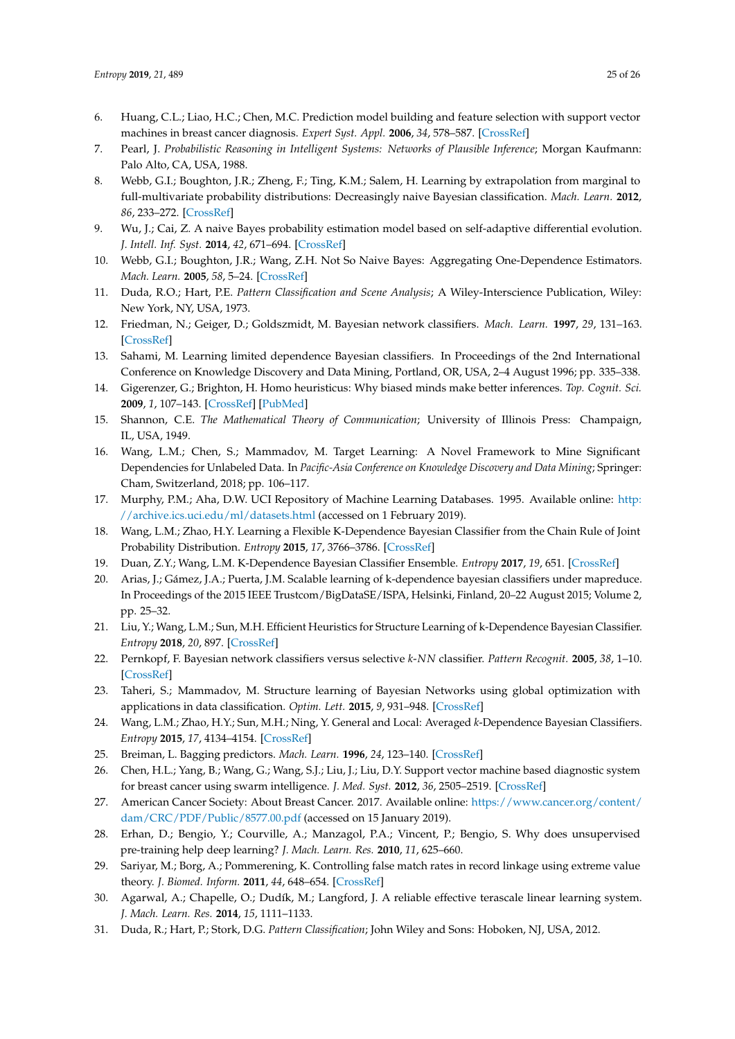6. Huang, C.L.; Liao, H.C.; Chen, M.C. Prediction model building and feature selection with support vector machines in breast cancer diagnosis. *Expert Syst. Appl.* **2006**, *34*, 578–587. [CrossRef]
7. Pearl, J. *Probabilistic Reasoning in Intelligent Systems: Networks of Plausible Inference*; Morgan Kaufmann: Palo Alto, CA, USA, 1988.
8. Webb, G.I.; Boughton, J.R.; Zheng, F.; Ting, K.M.; Salem, H. Learning by extrapolation from marginal to full-multivariate probability distributions: Decreasingly naive Bayesian classification. *Mach. Learn.* **2012**, *86*, 233–272. [CrossRef]
9. Wu, J.; Cai, Z. A naive Bayes probability estimation model based on self-adaptive differential evolution. *J. Intell. Inf. Syst.* **2014**, *42*, 671–694. [CrossRef]
10. Webb, G.I.; Boughton, J.R.; Wang, Z.H. Not So Naive Bayes: Aggregating One-Dependence Estimators. *Mach. Learn.* **2005**, *58*, 5–24. [CrossRef]
11. Duda, R.O.; Hart, P.E. *Pattern Classification and Scene Analysis*; A Wiley-Interscience Publication, Wiley: New York, NY, USA, 1973.
12. Friedman, N.; Geiger, D.; Goldszmidt, M. Bayesian network classifiers. *Mach. Learn.* **1997**, *29*, 131–163. [CrossRef]
13. Sahami, M. Learning limited dependence Bayesian classifiers. In Proceedings of the 2nd International Conference on Knowledge Discovery and Data Mining, Portland, OR, USA, 2–4 August 1996; pp. 335–338.
14. Gigerenzer, G.; Brighton, H. Homo heuristicus: Why biased minds make better inferences. *Top. Cognit. Sci.* **2009**, *1*, 107–143. [CrossRef] [PubMed]
15. Shannon, C.E. *The Mathematical Theory of Communication*; University of Illinois Press: Champaign, IL, USA, 1949.
16. Wang, L.M.; Chen, S.; Mammadov, M. Target Learning: A Novel Framework to Mine Significant Dependencies for Unlabeled Data. In *Pacific-Asia Conference on Knowledge Discovery and Data Mining*; Springer: Cham, Switzerland, 2018; pp. 106–117.
17. Murphy, P.M.; Aha, D.W. UCI Repository of Machine Learning Databases. 1995. Available online: http://archive.ics.uci.edu/ml/datasets.html (accessed on 1 February 2019).
18. Wang, L.M.; Zhao, H.Y. Learning a Flexible K-Dependence Bayesian Classifier from the Chain Rule of Joint Probability Distribution. *Entropy* **2015**, *17*, 3766–3786. [CrossRef]
19. Duan, Z.Y.; Wang, L.M. K-Dependence Bayesian Classifier Ensemble. *Entropy* **2017**, *19*, 651. [CrossRef]
20. Arias, J.; Gámez, J.A.; Puerta, J.M. Scalable learning of k-dependence bayesian classifiers under mapreduce. In Proceedings of the 2015 IEEE Trustcom/BigDataSE/ISPA, Helsinki, Finland, 20–22 August 2015; Volume 2, pp. 25–32.
21. Liu, Y.; Wang, L.M.; Sun, M.H. Efficient Heuristics for Structure Learning of k-Dependence Bayesian Classifier. *Entropy* **2018**, *20*, 897. [CrossRef]
22. Pernkopf, F. Bayesian network classifiers versus selective *k-NN* classifier. *Pattern Recognit.* **2005**, *38*, 1–10. [CrossRef]
23. Taheri, S.; Mammadov, M. Structure learning of Bayesian Networks using global optimization with applications in data classification. *Optim. Lett.* **2015**, *9*, 931–948. [CrossRef]
24. Wang, L.M.; Zhao, H.Y.; Sun, M.H.; Ning, Y. General and Local: Averaged *k*-Dependence Bayesian Classifiers. *Entropy* **2015**, *17*, 4134–4154. [CrossRef]
25. Breiman, L. Bagging predictors. *Mach. Learn.* **1996**, *24*, 123–140. [CrossRef]
26. Chen, H.L.; Yang, B.; Wang, G.; Wang, S.J.; Liu, J.; Liu, D.Y. Support vector machine based diagnostic system for breast cancer using swarm intelligence. *J. Med. Syst.* **2012**, *36*, 2505–2519. [CrossRef]
27. American Cancer Society: About Breast Cancer. 2017. Available online: https://www.cancer.org/content/dam/CRC/PDF/Public/8577.00.pdf (accessed on 15 January 2019).
28. Erhan, D.; Bengio, Y.; Courville, A.; Manzagol, P.A.; Vincent, P.; Bengio, S. Why does unsupervised pre-training help deep learning? *J. Mach. Learn. Res.* **2010**, *11*, 625–660.
29. Sariyar, M.; Borg, A.; Pommerening, K. Controlling false match rates in record linkage using extreme value theory. *J. Biomed. Inform.* **2011**, *44*, 648–654. [CrossRef]
30. Agarwal, A.; Chapelle, O.; Dudík, M.; Langford, J. A reliable effective terascale linear learning system. *J. Mach. Learn. Res.* **2014**, *15*, 1111–1133.
31. Duda, R.; Hart, P.; Stork, D.G. *Pattern Classification*; John Wiley and Sons: Hoboken, NJ, USA, 2012.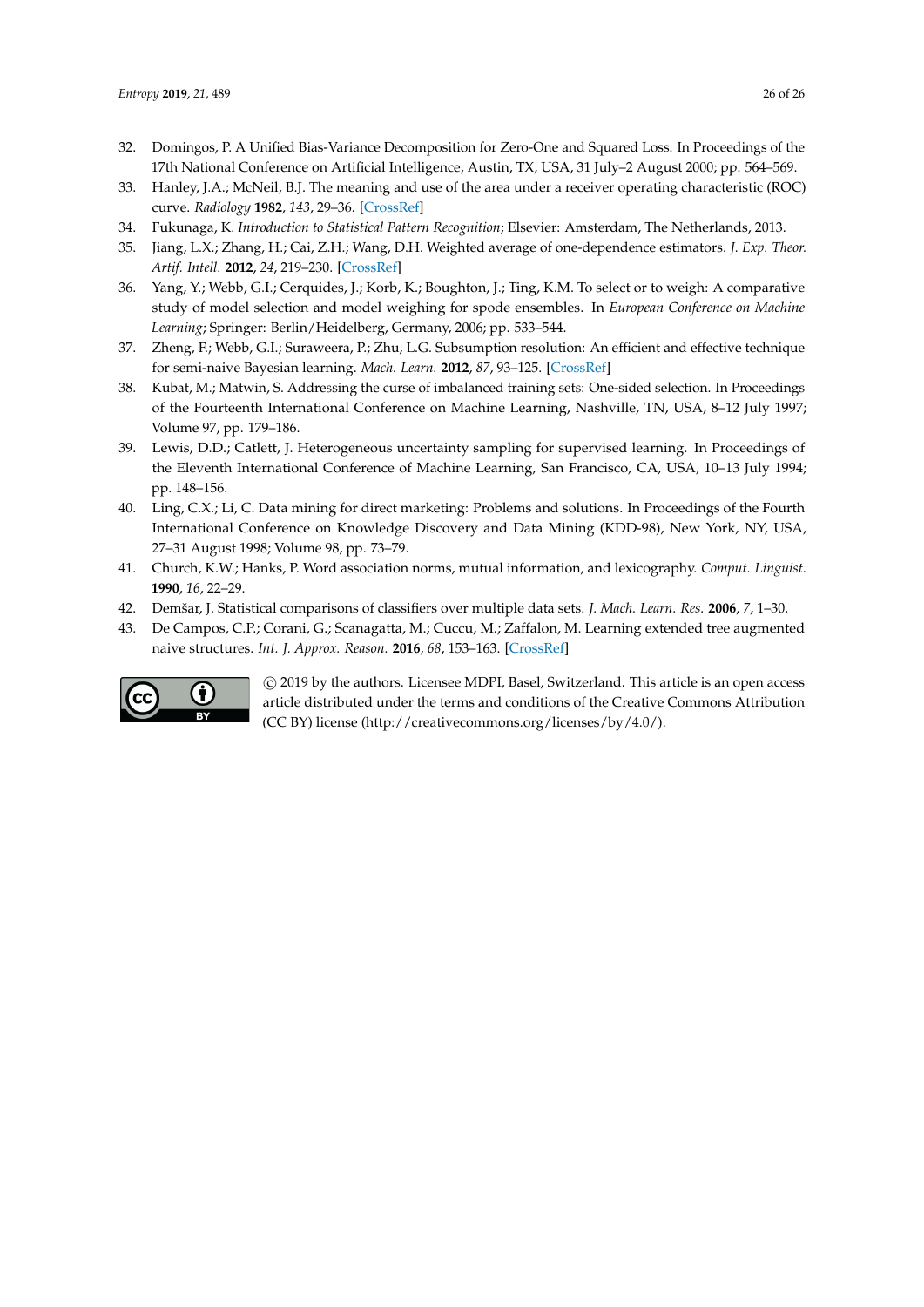32. Domingos, P. A Unified Bias-Variance Decomposition for Zero-One and Squared Loss. In Proceedings of the 17th National Conference on Artificial Intelligence, Austin, TX, USA, 31 July–2 August 2000; pp. 564–569.
33. Hanley, J.A.; McNeil, B.J. The meaning and use of the area under a receiver operating characteristic (ROC) curve. *Radiology* **1982**, *143*, 29–36. [CrossRef]
34. Fukunaga, K. *Introduction to Statistical Pattern Recognition*; Elsevier: Amsterdam, The Netherlands, 2013.
35. Jiang, L.X.; Zhang, H.; Cai, Z.H.; Wang, D.H. Weighted average of one-dependence estimators. *J. Exp. Theor. Artif. Intell.* **2012**, *24*, 219–230. [CrossRef]
36. Yang, Y.; Webb, G.I.; Cerquides, J.; Korb, K.; Boughton, J.; Ting, K.M. To select or to weigh: A comparative study of model selection and model weighing for spode ensembles. In *European Conference on Machine Learning*; Springer: Berlin/Heidelberg, Germany, 2006; pp. 533–544.
37. Zheng, F.; Webb, G.I.; Suraweera, P.; Zhu, L.G. Subsumption resolution: An efficient and effective technique for semi-naive Bayesian learning. *Mach. Learn.* **2012**, *87*, 93–125. [CrossRef]
38. Kubat, M.; Matwin, S. Addressing the curse of imbalanced training sets: One-sided selection. In Proceedings of the Fourteenth International Conference on Machine Learning, Nashville, TN, USA, 8–12 July 1997; Volume 97, pp. 179–186.
39. Lewis, D.D.; Catlett, J. Heterogeneous uncertainty sampling for supervised learning. In Proceedings of the Eleventh International Conference of Machine Learning, San Francisco, CA, USA, 10–13 July 1994; pp. 148–156.
40. Ling, C.X.; Li, C. Data mining for direct marketing: Problems and solutions. In Proceedings of the Fourth International Conference on Knowledge Discovery and Data Mining (KDD-98), New York, NY, USA, 27–31 August 1998; Volume 98, pp. 73–79.
41. Church, K.W.; Hanks, P. Word association norms, mutual information, and lexicography. *Comput. Linguist.* **1990**, *16*, 22–29.
42. Demšar, J. Statistical comparisons of classifiers over multiple data sets. *J. Mach. Learn. Res.* **2006**, *7*, 1–30.
43. De Campos, C.P.; Corani, G.; Scanagatta, M.; Cuccu, M.; Zaffalon, M. Learning extended tree augmented naive structures. *Int. J. Approx. Reason.* **2016**, *68*, 153–163. [CrossRef]

© 2019 by the authors. Licensee MDPI, Basel, Switzerland. This article is an open access article distributed under the terms and conditions of the Creative Commons Attribution (CC BY) license (http://creativecommons.org/licenses/by/4.0/).